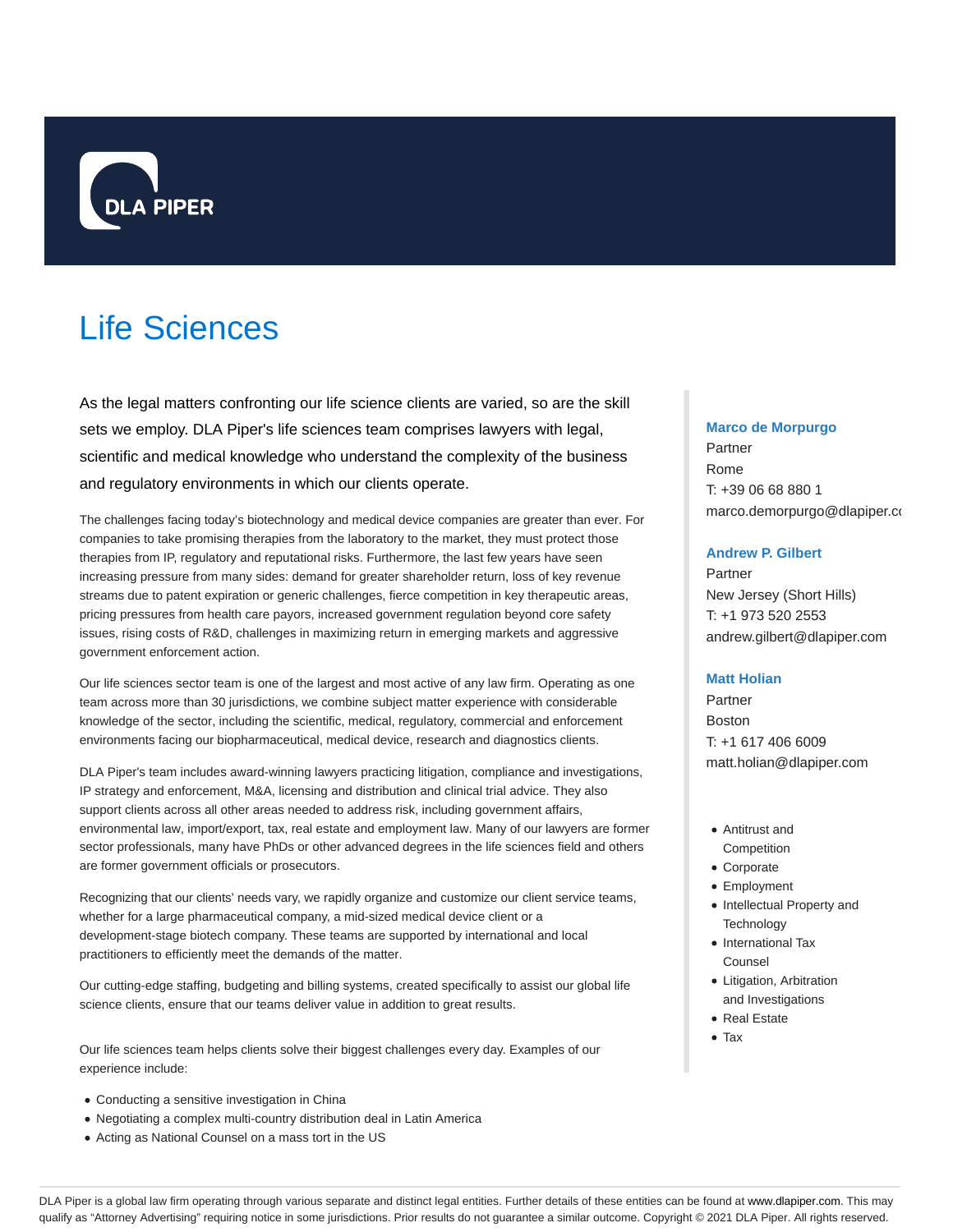DLA PIPER

# Life Sciences

As the legal matters confronting our life science clients are varied, so are the skill sets we employ. DLA Piper's life sciences team comprises lawyers with legal, scientific and medical knowledge who understand the complexity of the business and regulatory environments in which our clients operate.

The challenges facing today's biotechnology and medical device companies are greater than ever. For companies to take promising therapies from the laboratory to the market, they must protect those therapies from IP, regulatory and reputational risks. Furthermore, the last few years have seen increasing pressure from many sides: demand for greater shareholder return, loss of key revenue streams due to patent expiration or generic challenges, fierce competition in key therapeutic areas, pricing pressures from health care payors, increased government regulation beyond core safety issues, rising costs of R&D, challenges in maximizing return in emerging markets and aggressive government enforcement action.

Our life sciences sector team is one of the largest and most active of any law firm. Operating as one team across more than 30 jurisdictions, we combine subject matter experience with considerable knowledge of the sector, including the scientific, medical, regulatory, commercial and enforcement environments facing our biopharmaceutical, medical device, research and diagnostics clients.

DLA Piper's team includes award-winning lawyers practicing litigation, compliance and investigations, IP strategy and enforcement, M&A, licensing and distribution and clinical trial advice. They also support clients across all other areas needed to address risk, including government affairs, environmental law, import/export, tax, real estate and employment law. Many of our lawyers are former sector professionals, many have PhDs or other advanced degrees in the life sciences field and others are former government officials or prosecutors.

Recognizing that our clients' needs vary, we rapidly organize and customize our client service teams, whether for a large pharmaceutical company, a mid-sized medical device client or a development-stage biotech company. These teams are supported by international and local practitioners to efficiently meet the demands of the matter.

Our cutting-edge staffing, budgeting and billing systems, created specifically to assist our global life science clients, ensure that our teams deliver value in addition to great results.

Our life sciences team helps clients solve their biggest challenges every day. Examples of our experience include:

- Conducting a sensitive investigation in China
- Negotiating a complex multi-country distribution deal in Latin America
- Acting as National Counsel on a mass tort in the US

**Marco de Morpurgo**
Partner
Rome
T: +39 06 68 880 1
marco.demorpurgo@dlapiper.co

**Andrew P. Gilbert**
Partner
New Jersey (Short Hills)
T: +1 973 520 2553
andrew.gilbert@dlapiper.com

**Matt Holian**
Partner
Boston
T: +1 617 406 6009
matt.holian@dlapiper.com

- Antitrust and Competition
- Corporate
- Employment
- Intellectual Property and Technology
- International Tax Counsel
- Litigation, Arbitration and Investigations
- Real Estate
- Tax

DLA Piper is a global law firm operating through various separate and distinct legal entities. Further details of these entities can be found at www.dlapiper.com. This may qualify as "Attorney Advertising" requiring notice in some jurisdictions. Prior results do not guarantee a similar outcome. Copyright © 2021 DLA Piper. All rights reserved.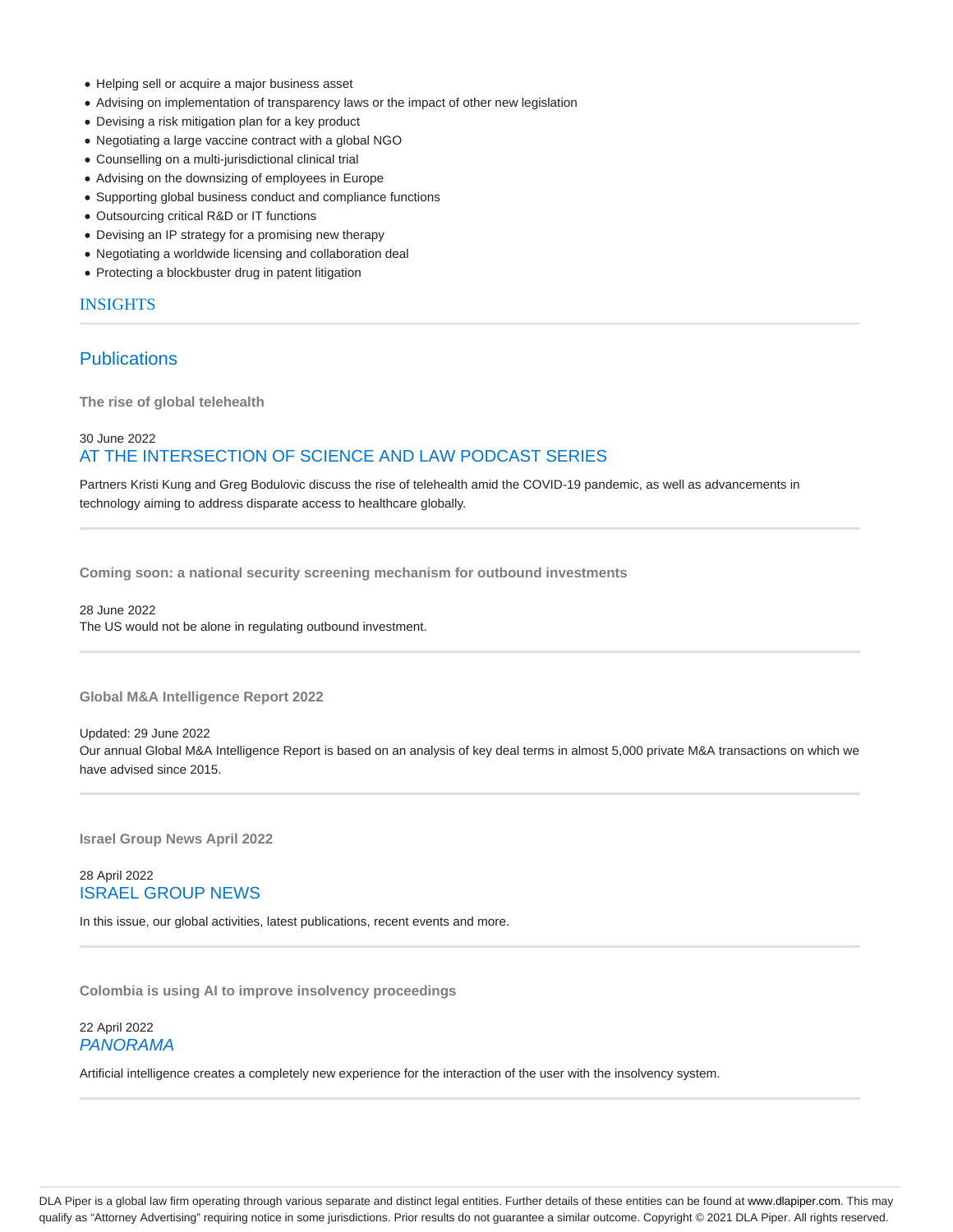- Helping sell or acquire a major business asset
- Advising on implementation of transparency laws or the impact of other new legislation
- Devising a risk mitigation plan for a key product
- Negotiating a large vaccine contract with a global NGO
- Counselling on a multi-jurisdictional clinical trial
- Advising on the downsizing of employees in Europe
- Supporting global business conduct and compliance functions
- Outsourcing critical R&D or IT functions
- Devising an IP strategy for a promising new therapy
- Negotiating a worldwide licensing and collaboration deal
- Protecting a blockbuster drug in patent litigation

## INSIGHTS

### Publications

**The rise of global telehealth**

30 June 2022

AT THE INTERSECTION OF SCIENCE AND LAW PODCAST SERIES

Partners Kristi Kung and Greg Bodulovic discuss the rise of telehealth amid the COVID-19 pandemic, as well as advancements in technology aiming to address disparate access to healthcare globally.

---

**Coming soon: a national security screening mechanism for outbound investments**

28 June 2022

The US would not be alone in regulating outbound investment.

---

**Global M&A Intelligence Report 2022**

Updated: 29 June 2022

Our annual Global M&A Intelligence Report is based on an analysis of key deal terms in almost 5,000 private M&A transactions on which we have advised since 2015.

---

**Israel Group News April 2022**

28 April 2022

ISRAEL GROUP NEWS

In this issue, our global activities, latest publications, recent events and more.

---

**Colombia is using AI to improve insolvency proceedings**

22 April 2022

*PANORAMA*

Artificial intelligence creates a completely new experience for the interaction of the user with the insolvency system.

---

DLA Piper is a global law firm operating through various separate and distinct legal entities. Further details of these entities can be found at www.dlapiper.com. This may qualify as "Attorney Advertising" requiring notice in some jurisdictions. Prior results do not guarantee a similar outcome. Copyright © 2021 DLA Piper. All rights reserved.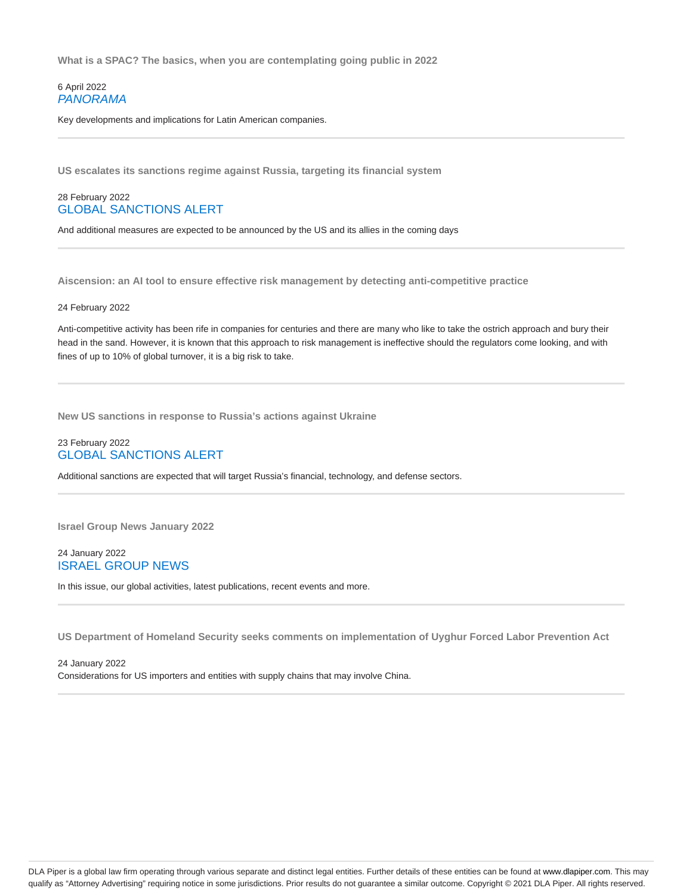### What is a SPAC? The basics, when you are contemplating going public in 2022

6 April 2022
*PANORAMA*

Key developments and implications for Latin American companies.

---

### US escalates its sanctions regime against Russia, targeting its financial system

28 February 2022
GLOBAL SANCTIONS ALERT

And additional measures are expected to be announced by the US and its allies in the coming days

---

### Aiscension: an AI tool to ensure effective risk management by detecting anti-competitive practice

24 February 2022

Anti-competitive activity has been rife in companies for centuries and there are many who like to take the ostrich approach and bury their head in the sand. However, it is known that this approach to risk management is ineffective should the regulators come looking, and with fines of up to 10% of global turnover, it is a big risk to take.

---

### New US sanctions in response to Russia's actions against Ukraine

23 February 2022
GLOBAL SANCTIONS ALERT

Additional sanctions are expected that will target Russia's financial, technology, and defense sectors.

---

### Israel Group News January 2022

24 January 2022
ISRAEL GROUP NEWS

In this issue, our global activities, latest publications, recent events and more.

---

### US Department of Homeland Security seeks comments on implementation of Uyghur Forced Labor Prevention Act

24 January 2022
Considerations for US importers and entities with supply chains that may involve China.

---

DLA Piper is a global law firm operating through various separate and distinct legal entities. Further details of these entities can be found at www.dlapiper.com. This may qualify as "Attorney Advertising" requiring notice in some jurisdictions. Prior results do not guarantee a similar outcome. Copyright © 2021 DLA Piper. All rights reserved.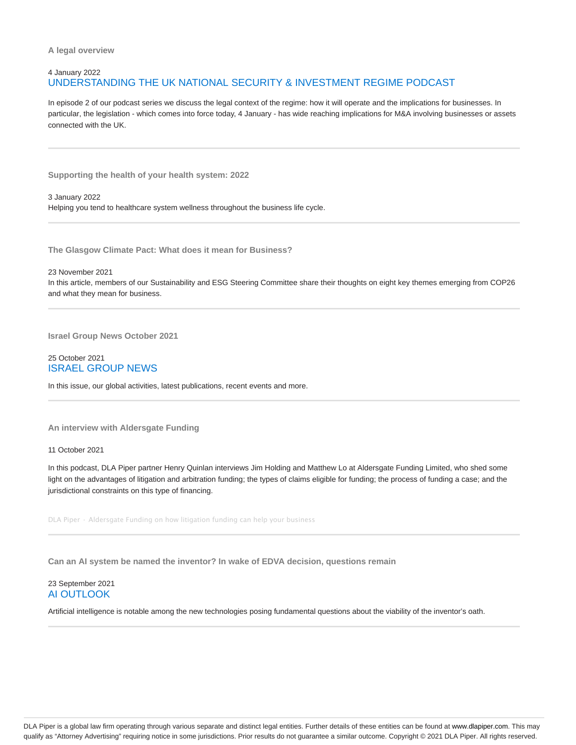**A legal overview**

4 January 2022

## UNDERSTANDING THE UK NATIONAL SECURITY & INVESTMENT REGIME PODCAST

In episode 2 of our podcast series we discuss the legal context of the regime: how it will operate and the implications for businesses. In particular, the legislation - which comes into force today, 4 January - has wide reaching implications for M&A involving businesses or assets connected with the UK.

---

**Supporting the health of your health system: 2022**

3 January 2022

Helping you tend to healthcare system wellness throughout the business life cycle.

---

**The Glasgow Climate Pact: What does it mean for Business?**

23 November 2021

In this article, members of our Sustainability and ESG Steering Committee share their thoughts on eight key themes emerging from COP26 and what they mean for business.

---

**Israel Group News October 2021**

25 October 2021

## ISRAEL GROUP NEWS

In this issue, our global activities, latest publications, recent events and more.

---

**An interview with Aldersgate Funding**

11 October 2021

In this podcast, DLA Piper partner Henry Quinlan interviews Jim Holding and Matthew Lo at Aldersgate Funding Limited, who shed some light on the advantages of litigation and arbitration funding; the types of claims eligible for funding; the process of funding a case; and the jurisdictional constraints on this type of financing.

DLA Piper · Aldersgate Funding on how litigation funding can help your business

---

**Can an AI system be named the inventor? In wake of EDVA decision, questions remain**

23 September 2021

## AI OUTLOOK

Artificial intelligence is notable among the new technologies posing fundamental questions about the viability of the inventor's oath.

---

DLA Piper is a global law firm operating through various separate and distinct legal entities. Further details of these entities can be found at www.dlapiper.com. This may qualify as "Attorney Advertising" requiring notice in some jurisdictions. Prior results do not guarantee a similar outcome. Copyright © 2021 DLA Piper. All rights reserved.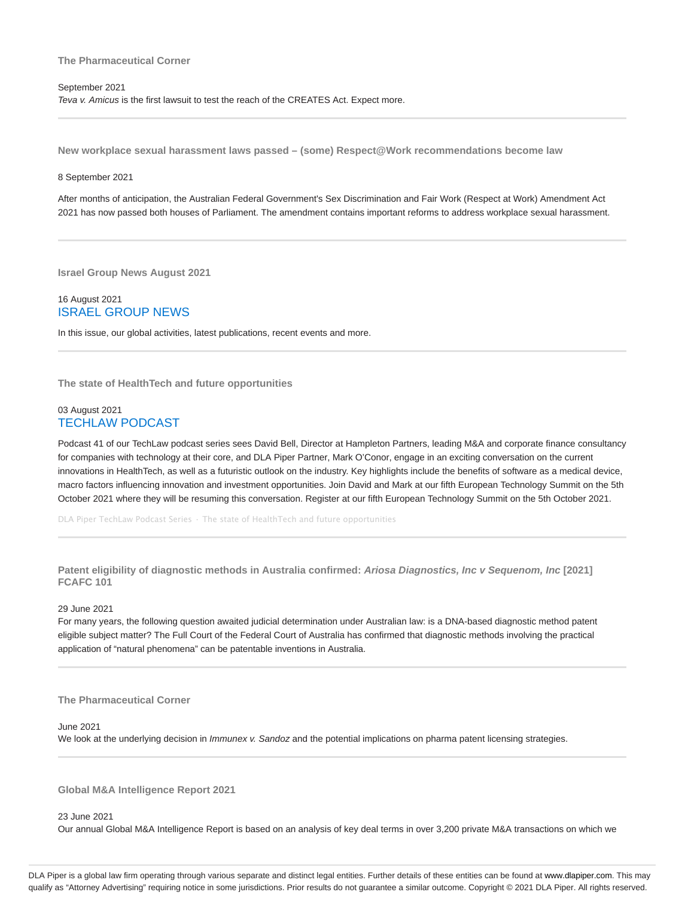### The Pharmaceutical Corner

September 2021
*Teva v. Amicus* is the first lawsuit to test the reach of the CREATES Act. Expect more.

---

### New workplace sexual harassment laws passed – (some) Respect@Work recommendations become law

8 September 2021

After months of anticipation, the Australian Federal Government's Sex Discrimination and Fair Work (Respect at Work) Amendment Act 2021 has now passed both houses of Parliament. The amendment contains important reforms to address workplace sexual harassment.

---

### Israel Group News August 2021

16 August 2021
ISRAEL GROUP NEWS

In this issue, our global activities, latest publications, recent events and more.

---

### The state of HealthTech and future opportunities

03 August 2021
TECHLAW PODCAST

Podcast 41 of our TechLaw podcast series sees David Bell, Director at Hampleton Partners, leading M&A and corporate finance consultancy for companies with technology at their core, and DLA Piper Partner, Mark O'Conor, engage in an exciting conversation on the current innovations in HealthTech, as well as a futuristic outlook on the industry. Key highlights include the benefits of software as a medical device, macro factors influencing innovation and investment opportunities. Join David and Mark at our fifth European Technology Summit on the 5th October 2021 where they will be resuming this conversation. Register at our fifth European Technology Summit on the 5th October 2021.

DLA Piper TechLaw Podcast Series · The state of HealthTech and future opportunities

---

### Patent eligibility of diagnostic methods in Australia confirmed: *Ariosa Diagnostics, Inc v Sequenom, Inc* [2021] FCAFC 101

29 June 2021
For many years, the following question awaited judicial determination under Australian law: is a DNA-based diagnostic method patent eligible subject matter? The Full Court of the Federal Court of Australia has confirmed that diagnostic methods involving the practical application of "natural phenomena" can be patentable inventions in Australia.

---

### The Pharmaceutical Corner

June 2021
We look at the underlying decision in *Immunex v. Sandoz* and the potential implications on pharma patent licensing strategies.

---

### Global M&A Intelligence Report 2021

23 June 2021
Our annual Global M&A Intelligence Report is based on an analysis of key deal terms in over 3,200 private M&A transactions on which we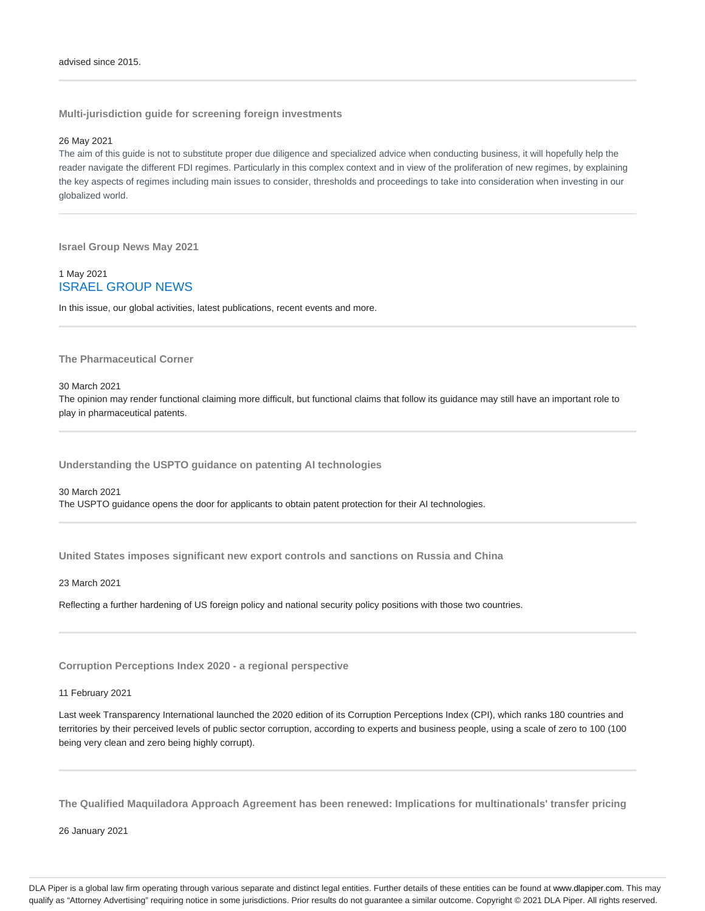advised since 2015.

---

### Multi-jurisdiction guide for screening foreign investments

26 May 2021

The aim of this guide is not to substitute proper due diligence and specialized advice when conducting business, it will hopefully help the reader navigate the different FDI regimes. Particularly in this complex context and in view of the proliferation of new regimes, by explaining the key aspects of regimes including main issues to consider, thresholds and proceedings to take into consideration when investing in our globalized world.

---

### Israel Group News May 2021

1 May 2021

ISRAEL GROUP NEWS

In this issue, our global activities, latest publications, recent events and more.

---

### The Pharmaceutical Corner

30 March 2021

The opinion may render functional claiming more difficult, but functional claims that follow its guidance may still have an important role to play in pharmaceutical patents.

---

### Understanding the USPTO guidance on patenting AI technologies

30 March 2021

The USPTO guidance opens the door for applicants to obtain patent protection for their AI technologies.

---

### United States imposes significant new export controls and sanctions on Russia and China

23 March 2021

Reflecting a further hardening of US foreign policy and national security policy positions with those two countries.

---

### Corruption Perceptions Index 2020 - a regional perspective

11 February 2021

Last week Transparency International launched the 2020 edition of its Corruption Perceptions Index (CPI), which ranks 180 countries and territories by their perceived levels of public sector corruption, according to experts and business people, using a scale of zero to 100 (100 being very clean and zero being highly corrupt).

---

### The Qualified Maquiladora Approach Agreement has been renewed: Implications for multinationals' transfer pricing

26 January 2021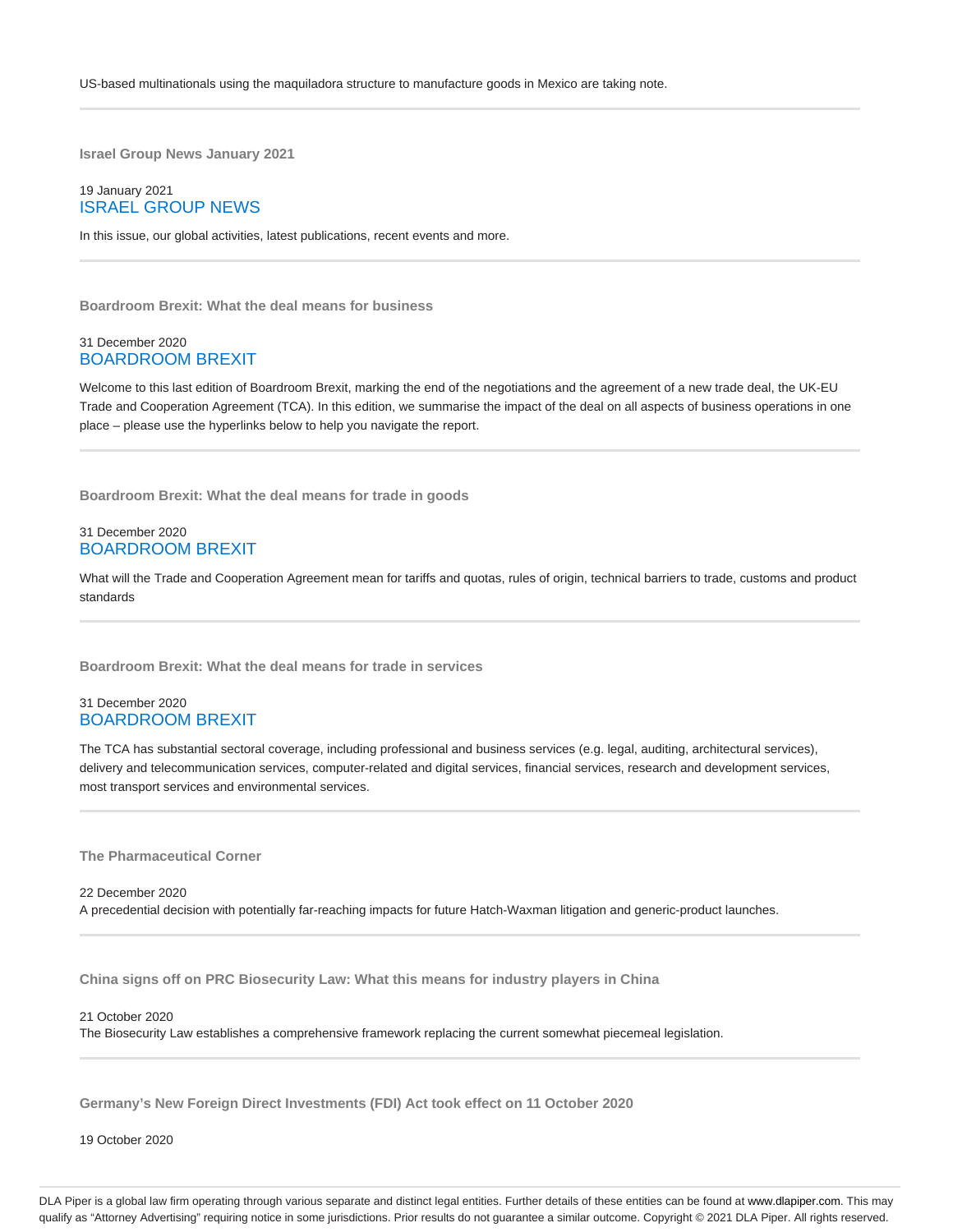US-based multinationals using the maquiladora structure to manufacture goods in Mexico are taking note.

---

### Israel Group News January 2021

19 January 2021
ISRAEL GROUP NEWS

In this issue, our global activities, latest publications, recent events and more.

---

### Boardroom Brexit: What the deal means for business

31 December 2020
BOARDROOM BREXIT

Welcome to this last edition of Boardroom Brexit, marking the end of the negotiations and the agreement of a new trade deal, the UK-EU Trade and Cooperation Agreement (TCA). In this edition, we summarise the impact of the deal on all aspects of business operations in one place – please use the hyperlinks below to help you navigate the report.

---

### Boardroom Brexit: What the deal means for trade in goods

31 December 2020
BOARDROOM BREXIT

What will the Trade and Cooperation Agreement mean for tariffs and quotas, rules of origin, technical barriers to trade, customs and product standards

---

### Boardroom Brexit: What the deal means for trade in services

31 December 2020
BOARDROOM BREXIT

The TCA has substantial sectoral coverage, including professional and business services (e.g. legal, auditing, architectural services), delivery and telecommunication services, computer-related and digital services, financial services, research and development services, most transport services and environmental services.

---

### The Pharmaceutical Corner

22 December 2020
A precedential decision with potentially far-reaching impacts for future Hatch-Waxman litigation and generic-product launches.

---

### China signs off on PRC Biosecurity Law: What this means for industry players in China

21 October 2020
The Biosecurity Law establishes a comprehensive framework replacing the current somewhat piecemeal legislation.

---

### Germany's New Foreign Direct Investments (FDI) Act took effect on 11 October 2020

19 October 2020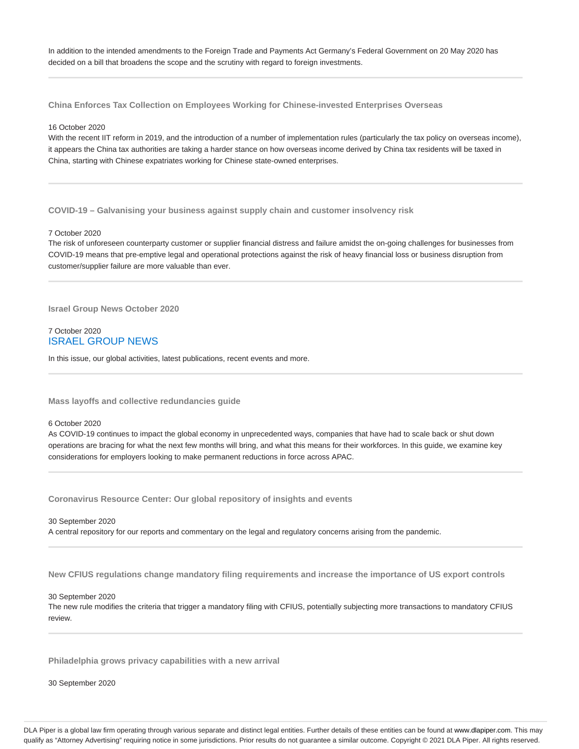In addition to the intended amendments to the Foreign Trade and Payments Act Germany's Federal Government on 20 May 2020 has decided on a bill that broadens the scope and the scrutiny with regard to foreign investments.

---

### China Enforces Tax Collection on Employees Working for Chinese-invested Enterprises Overseas

16 October 2020

With the recent IIT reform in 2019, and the introduction of a number of implementation rules (particularly the tax policy on overseas income), it appears the China tax authorities are taking a harder stance on how overseas income derived by China tax residents will be taxed in China, starting with Chinese expatriates working for Chinese state-owned enterprises.

---

### COVID-19 – Galvanising your business against supply chain and customer insolvency risk

7 October 2020

The risk of unforeseen counterparty customer or supplier financial distress and failure amidst the on-going challenges for businesses from COVID-19 means that pre-emptive legal and operational protections against the risk of heavy financial loss or business disruption from customer/supplier failure are more valuable than ever.

---

### Israel Group News October 2020

7 October 2020

ISRAEL GROUP NEWS

In this issue, our global activities, latest publications, recent events and more.

---

### Mass layoffs and collective redundancies guide

6 October 2020

As COVID-19 continues to impact the global economy in unprecedented ways, companies that have had to scale back or shut down operations are bracing for what the next few months will bring, and what this means for their workforces. In this guide, we examine key considerations for employers looking to make permanent reductions in force across APAC.

---

### Coronavirus Resource Center: Our global repository of insights and events

30 September 2020

A central repository for our reports and commentary on the legal and regulatory concerns arising from the pandemic.

---

### New CFIUS regulations change mandatory filing requirements and increase the importance of US export controls

30 September 2020

The new rule modifies the criteria that trigger a mandatory filing with CFIUS, potentially subjecting more transactions to mandatory CFIUS review.

---

### Philadelphia grows privacy capabilities with a new arrival

30 September 2020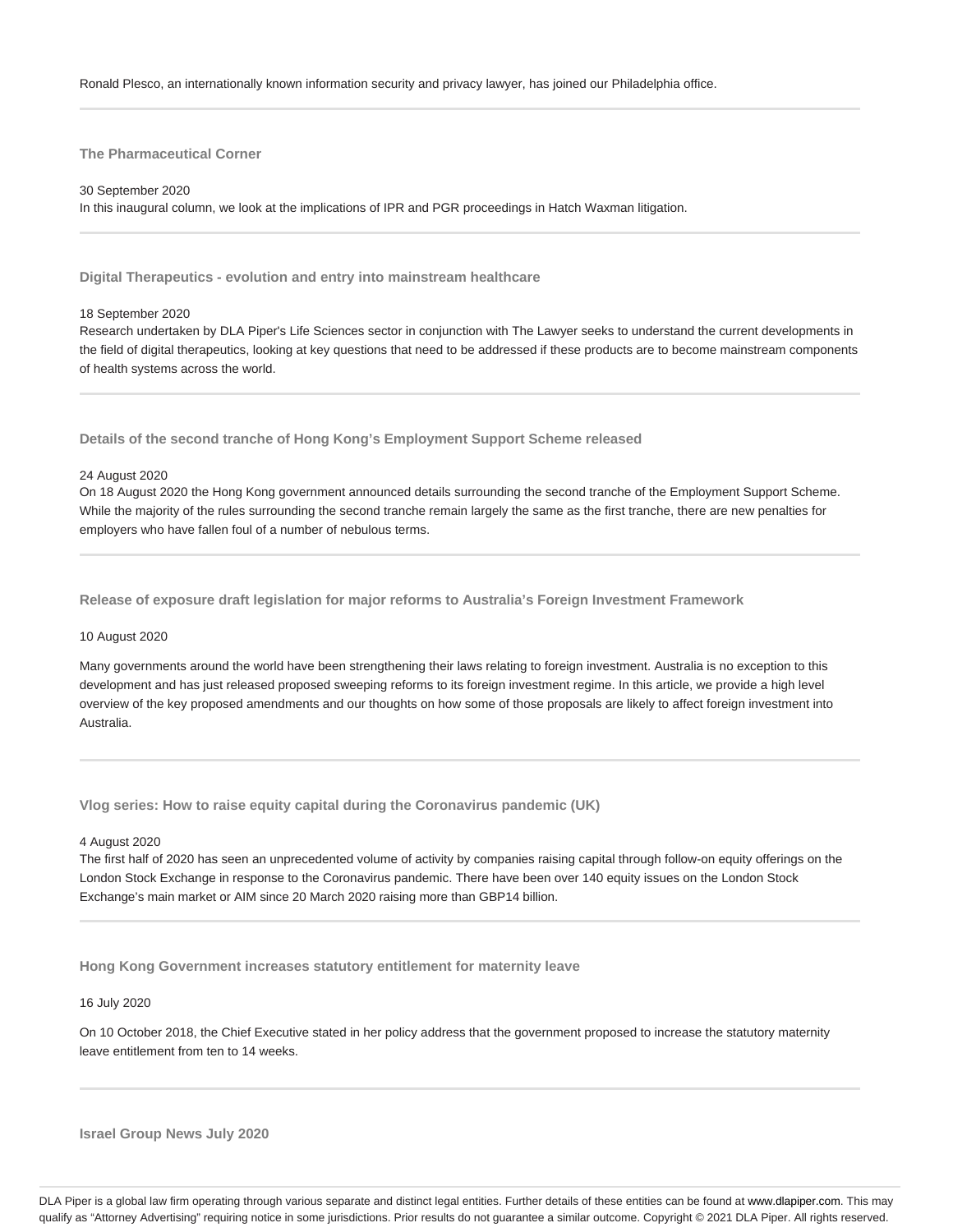Ronald Plesco, an internationally known information security and privacy lawyer, has joined our Philadelphia office.

---

### The Pharmaceutical Corner

30 September 2020

In this inaugural column, we look at the implications of IPR and PGR proceedings in Hatch Waxman litigation.

---

### Digital Therapeutics - evolution and entry into mainstream healthcare

18 September 2020

Research undertaken by DLA Piper's Life Sciences sector in conjunction with The Lawyer seeks to understand the current developments in the field of digital therapeutics, looking at key questions that need to be addressed if these products are to become mainstream components of health systems across the world.

---

### Details of the second tranche of Hong Kong's Employment Support Scheme released

24 August 2020

On 18 August 2020 the Hong Kong government announced details surrounding the second tranche of the Employment Support Scheme. While the majority of the rules surrounding the second tranche remain largely the same as the first tranche, there are new penalties for employers who have fallen foul of a number of nebulous terms.

---

### Release of exposure draft legislation for major reforms to Australia's Foreign Investment Framework

10 August 2020

Many governments around the world have been strengthening their laws relating to foreign investment. Australia is no exception to this development and has just released proposed sweeping reforms to its foreign investment regime. In this article, we provide a high level overview of the key proposed amendments and our thoughts on how some of those proposals are likely to affect foreign investment into Australia.

---

### Vlog series: How to raise equity capital during the Coronavirus pandemic (UK)

4 August 2020

The first half of 2020 has seen an unprecedented volume of activity by companies raising capital through follow-on equity offerings on the London Stock Exchange in response to the Coronavirus pandemic. There have been over 140 equity issues on the London Stock Exchange's main market or AIM since 20 March 2020 raising more than GBP14 billion.

---

### Hong Kong Government increases statutory entitlement for maternity leave

16 July 2020

On 10 October 2018, the Chief Executive stated in her policy address that the government proposed to increase the statutory maternity leave entitlement from ten to 14 weeks.

---

### Israel Group News July 2020

DLA Piper is a global law firm operating through various separate and distinct legal entities. Further details of these entities can be found at www.dlapiper.com. This may qualify as "Attorney Advertising" requiring notice in some jurisdictions. Prior results do not guarantee a similar outcome. Copyright © 2021 DLA Piper. All rights reserved.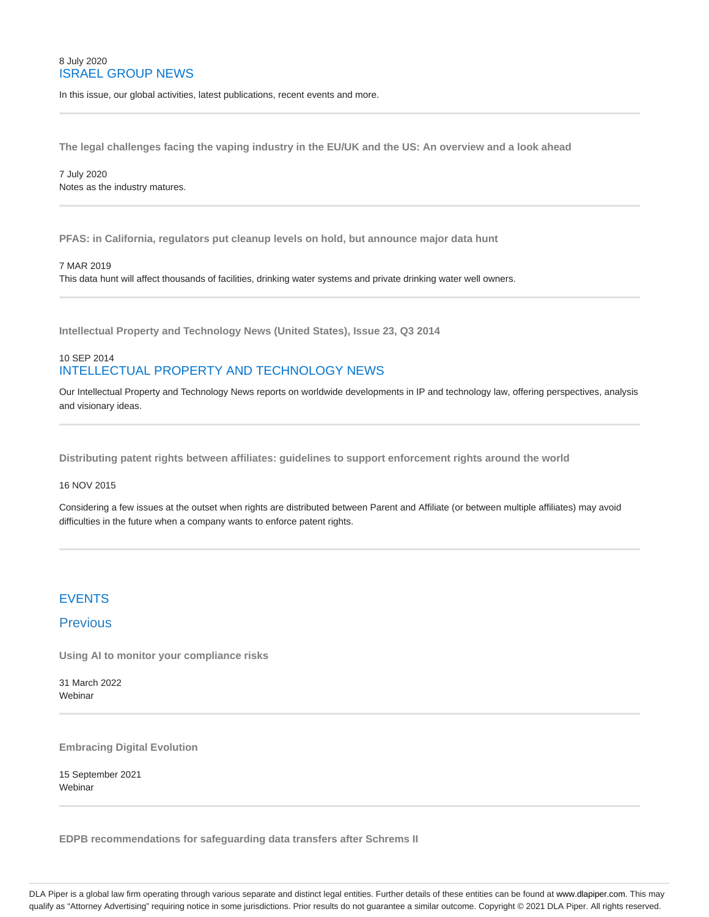8 July 2020
ISRAEL GROUP NEWS

In this issue, our global activities, latest publications, recent events and more.

---

**The legal challenges facing the vaping industry in the EU/UK and the US: An overview and a look ahead**

7 July 2020
Notes as the industry matures.

---

**PFAS: in California, regulators put cleanup levels on hold, but announce major data hunt**

7 MAR 2019
This data hunt will affect thousands of facilities, drinking water systems and private drinking water well owners.

---

**Intellectual Property and Technology News (United States), Issue 23, Q3 2014**

10 SEP 2014
INTELLECTUAL PROPERTY AND TECHNOLOGY NEWS

Our Intellectual Property and Technology News reports on worldwide developments in IP and technology law, offering perspectives, analysis and visionary ideas.

---

**Distributing patent rights between affiliates: guidelines to support enforcement rights around the world**

16 NOV 2015

Considering a few issues at the outset when rights are distributed between Parent and Affiliate (or between multiple affiliates) may avoid difficulties in the future when a company wants to enforce patent rights.

---

## EVENTS

### Previous

**Using AI to monitor your compliance risks**

31 March 2022
Webinar

---

**Embracing Digital Evolution**

15 September 2021
Webinar

---

**EDPB recommendations for safeguarding data transfers after Schrems II**

DLA Piper is a global law firm operating through various separate and distinct legal entities. Further details of these entities can be found at www.dlapiper.com. This may qualify as "Attorney Advertising" requiring notice in some jurisdictions. Prior results do not guarantee a similar outcome. Copyright © 2021 DLA Piper. All rights reserved.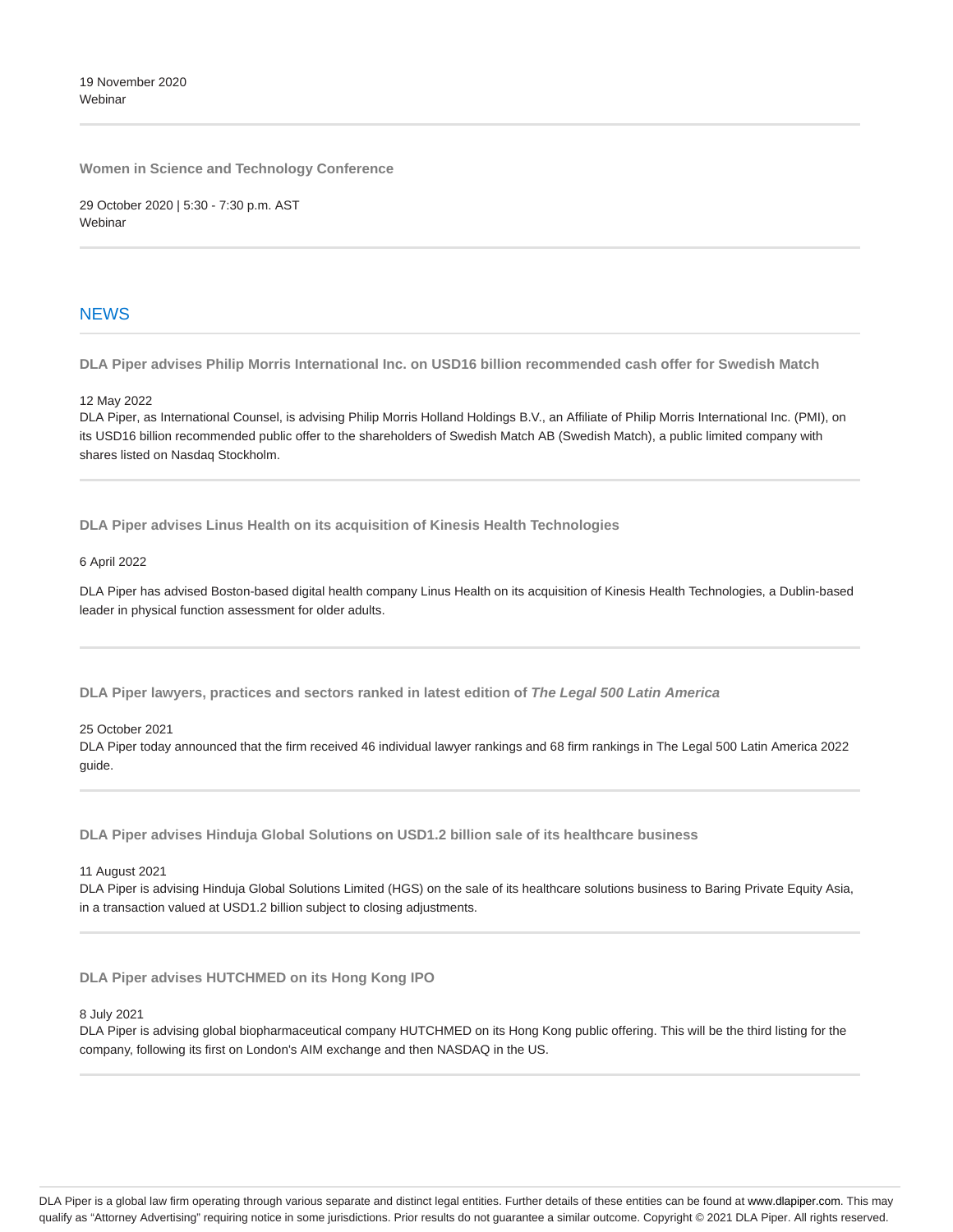19 November 2020
Webinar

**Women in Science and Technology Conference**

29 October 2020 | 5:30 - 7:30 p.m. AST
Webinar

## NEWS

**DLA Piper advises Philip Morris International Inc. on USD16 billion recommended cash offer for Swedish Match**

12 May 2022
DLA Piper, as International Counsel, is advising Philip Morris Holland Holdings B.V., an Affiliate of Philip Morris International Inc. (PMI), on its USD16 billion recommended public offer to the shareholders of Swedish Match AB (Swedish Match), a public limited company with shares listed on Nasdaq Stockholm.

**DLA Piper advises Linus Health on its acquisition of Kinesis Health Technologies**

6 April 2022

DLA Piper has advised Boston-based digital health company Linus Health on its acquisition of Kinesis Health Technologies, a Dublin-based leader in physical function assessment for older adults.

**DLA Piper lawyers, practices and sectors ranked in latest edition of *The Legal 500 Latin America***

25 October 2021
DLA Piper today announced that the firm received 46 individual lawyer rankings and 68 firm rankings in The Legal 500 Latin America 2022 guide.

**DLA Piper advises Hinduja Global Solutions on USD1.2 billion sale of its healthcare business**

11 August 2021
DLA Piper is advising Hinduja Global Solutions Limited (HGS) on the sale of its healthcare solutions business to Baring Private Equity Asia, in a transaction valued at USD1.2 billion subject to closing adjustments.

**DLA Piper advises HUTCHMED on its Hong Kong IPO**

8 July 2021
DLA Piper is advising global biopharmaceutical company HUTCHMED on its Hong Kong public offering. This will be the third listing for the company, following its first on London's AIM exchange and then NASDAQ in the US.

DLA Piper is a global law firm operating through various separate and distinct legal entities. Further details of these entities can be found at www.dlapiper.com. This may qualify as "Attorney Advertising" requiring notice in some jurisdictions. Prior results do not guarantee a similar outcome. Copyright © 2021 DLA Piper. All rights reserved.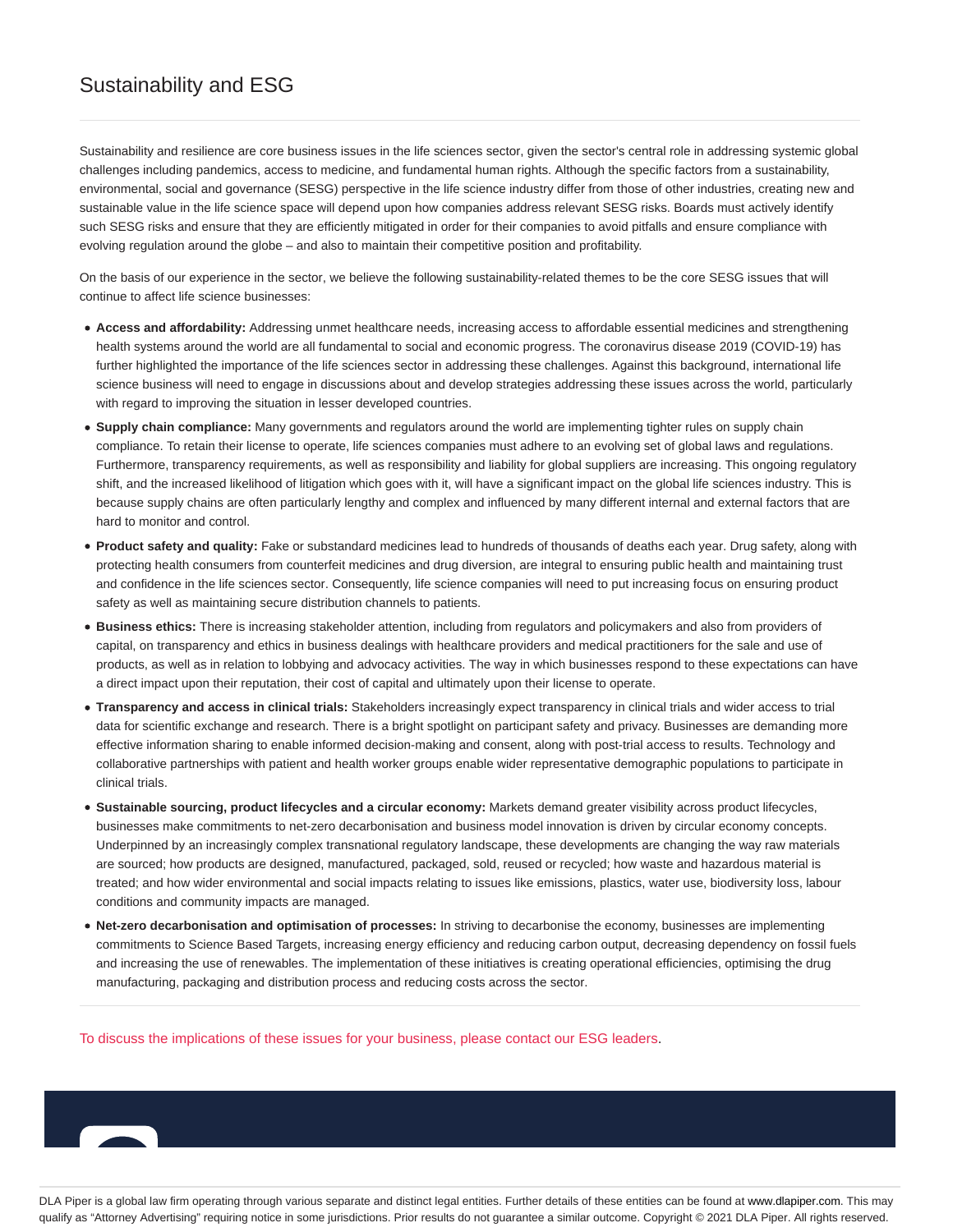# Sustainability and ESG

Sustainability and resilience are core business issues in the life sciences sector, given the sector's central role in addressing systemic global challenges including pandemics, access to medicine, and fundamental human rights. Although the specific factors from a sustainability, environmental, social and governance (SESG) perspective in the life science industry differ from those of other industries, creating new and sustainable value in the life science space will depend upon how companies address relevant SESG risks. Boards must actively identify such SESG risks and ensure that they are efficiently mitigated in order for their companies to avoid pitfalls and ensure compliance with evolving regulation around the globe – and also to maintain their competitive position and profitability.

On the basis of our experience in the sector, we believe the following sustainability-related themes to be the core SESG issues that will continue to affect life science businesses:

- **Access and affordability:** Addressing unmet healthcare needs, increasing access to affordable essential medicines and strengthening health systems around the world are all fundamental to social and economic progress. The coronavirus disease 2019 (COVID-19) has further highlighted the importance of the life sciences sector in addressing these challenges. Against this background, international life science business will need to engage in discussions about and develop strategies addressing these issues across the world, particularly with regard to improving the situation in lesser developed countries.
- **Supply chain compliance:** Many governments and regulators around the world are implementing tighter rules on supply chain compliance. To retain their license to operate, life sciences companies must adhere to an evolving set of global laws and regulations. Furthermore, transparency requirements, as well as responsibility and liability for global suppliers are increasing. This ongoing regulatory shift, and the increased likelihood of litigation which goes with it, will have a significant impact on the global life sciences industry. This is because supply chains are often particularly lengthy and complex and influenced by many different internal and external factors that are hard to monitor and control.
- **Product safety and quality:** Fake or substandard medicines lead to hundreds of thousands of deaths each year. Drug safety, along with protecting health consumers from counterfeit medicines and drug diversion, are integral to ensuring public health and maintaining trust and confidence in the life sciences sector. Consequently, life science companies will need to put increasing focus on ensuring product safety as well as maintaining secure distribution channels to patients.
- **Business ethics:** There is increasing stakeholder attention, including from regulators and policymakers and also from providers of capital, on transparency and ethics in business dealings with healthcare providers and medical practitioners for the sale and use of products, as well as in relation to lobbying and advocacy activities. The way in which businesses respond to these expectations can have a direct impact upon their reputation, their cost of capital and ultimately upon their license to operate.
- **Transparency and access in clinical trials:** Stakeholders increasingly expect transparency in clinical trials and wider access to trial data for scientific exchange and research. There is a bright spotlight on participant safety and privacy. Businesses are demanding more effective information sharing to enable informed decision-making and consent, along with post-trial access to results. Technology and collaborative partnerships with patient and health worker groups enable wider representative demographic populations to participate in clinical trials.
- **Sustainable sourcing, product lifecycles and a circular economy:** Markets demand greater visibility across product lifecycles, businesses make commitments to net-zero decarbonisation and business model innovation is driven by circular economy concepts. Underpinned by an increasingly complex transnational regulatory landscape, these developments are changing the way raw materials are sourced; how products are designed, manufactured, packaged, sold, reused or recycled; how waste and hazardous material is treated; and how wider environmental and social impacts relating to issues like emissions, plastics, water use, biodiversity loss, labour conditions and community impacts are managed.
- **Net-zero decarbonisation and optimisation of processes:** In striving to decarbonise the economy, businesses are implementing commitments to Science Based Targets, increasing energy efficiency and reducing carbon output, decreasing dependency on fossil fuels and increasing the use of renewables. The implementation of these initiatives is creating operational efficiencies, optimising the drug manufacturing, packaging and distribution process and reducing costs across the sector.

To discuss the implications of these issues for your business, please contact our ESG leaders.

DLA Piper is a global law firm operating through various separate and distinct legal entities. Further details of these entities can be found at www.dlapiper.com. This may qualify as "Attorney Advertising" requiring notice in some jurisdictions. Prior results do not guarantee a similar outcome. Copyright © 2021 DLA Piper. All rights reserved.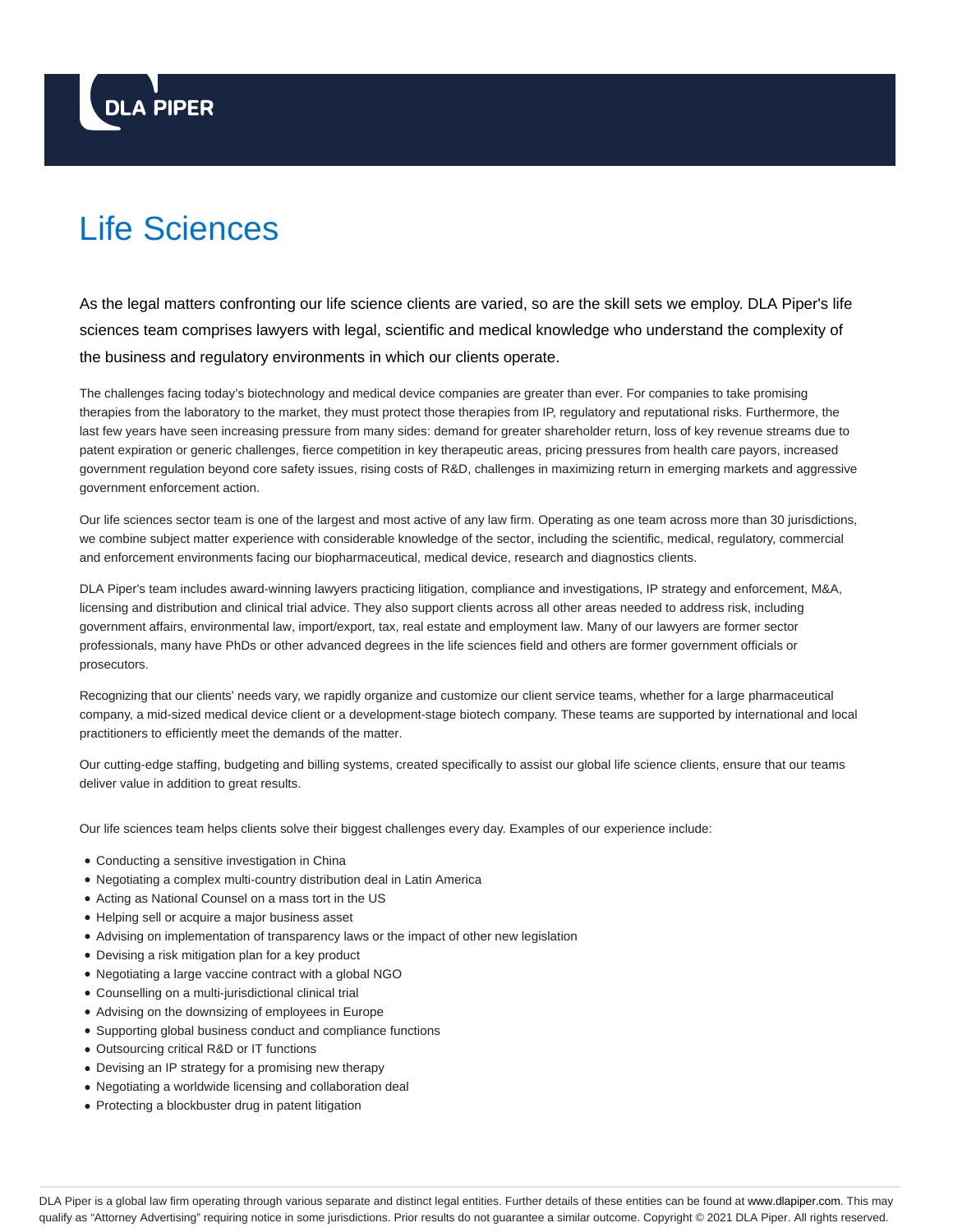DLA PIPER

# Life Sciences

As the legal matters confronting our life science clients are varied, so are the skill sets we employ. DLA Piper's life sciences team comprises lawyers with legal, scientific and medical knowledge who understand the complexity of the business and regulatory environments in which our clients operate.

The challenges facing today's biotechnology and medical device companies are greater than ever. For companies to take promising therapies from the laboratory to the market, they must protect those therapies from IP, regulatory and reputational risks. Furthermore, the last few years have seen increasing pressure from many sides: demand for greater shareholder return, loss of key revenue streams due to patent expiration or generic challenges, fierce competition in key therapeutic areas, pricing pressures from health care payors, increased government regulation beyond core safety issues, rising costs of R&D, challenges in maximizing return in emerging markets and aggressive government enforcement action.

Our life sciences sector team is one of the largest and most active of any law firm. Operating as one team across more than 30 jurisdictions, we combine subject matter experience with considerable knowledge of the sector, including the scientific, medical, regulatory, commercial and enforcement environments facing our biopharmaceutical, medical device, research and diagnostics clients.

DLA Piper's team includes award-winning lawyers practicing litigation, compliance and investigations, IP strategy and enforcement, M&A, licensing and distribution and clinical trial advice. They also support clients across all other areas needed to address risk, including government affairs, environmental law, import/export, tax, real estate and employment law. Many of our lawyers are former sector professionals, many have PhDs or other advanced degrees in the life sciences field and others are former government officials or prosecutors.

Recognizing that our clients' needs vary, we rapidly organize and customize our client service teams, whether for a large pharmaceutical company, a mid-sized medical device client or a development-stage biotech company. These teams are supported by international and local practitioners to efficiently meet the demands of the matter.

Our cutting-edge staffing, budgeting and billing systems, created specifically to assist our global life science clients, ensure that our teams deliver value in addition to great results.

Our life sciences team helps clients solve their biggest challenges every day. Examples of our experience include:

- Conducting a sensitive investigation in China
- Negotiating a complex multi-country distribution deal in Latin America
- Acting as National Counsel on a mass tort in the US
- Helping sell or acquire a major business asset
- Advising on implementation of transparency laws or the impact of other new legislation
- Devising a risk mitigation plan for a key product
- Negotiating a large vaccine contract with a global NGO
- Counselling on a multi-jurisdictional clinical trial
- Advising on the downsizing of employees in Europe
- Supporting global business conduct and compliance functions
- Outsourcing critical R&D or IT functions
- Devising an IP strategy for a promising new therapy
- Negotiating a worldwide licensing and collaboration deal
- Protecting a blockbuster drug in patent litigation

DLA Piper is a global law firm operating through various separate and distinct legal entities. Further details of these entities can be found at www.dlapiper.com. This may qualify as "Attorney Advertising" requiring notice in some jurisdictions. Prior results do not guarantee a similar outcome. Copyright © 2021 DLA Piper. All rights reserved.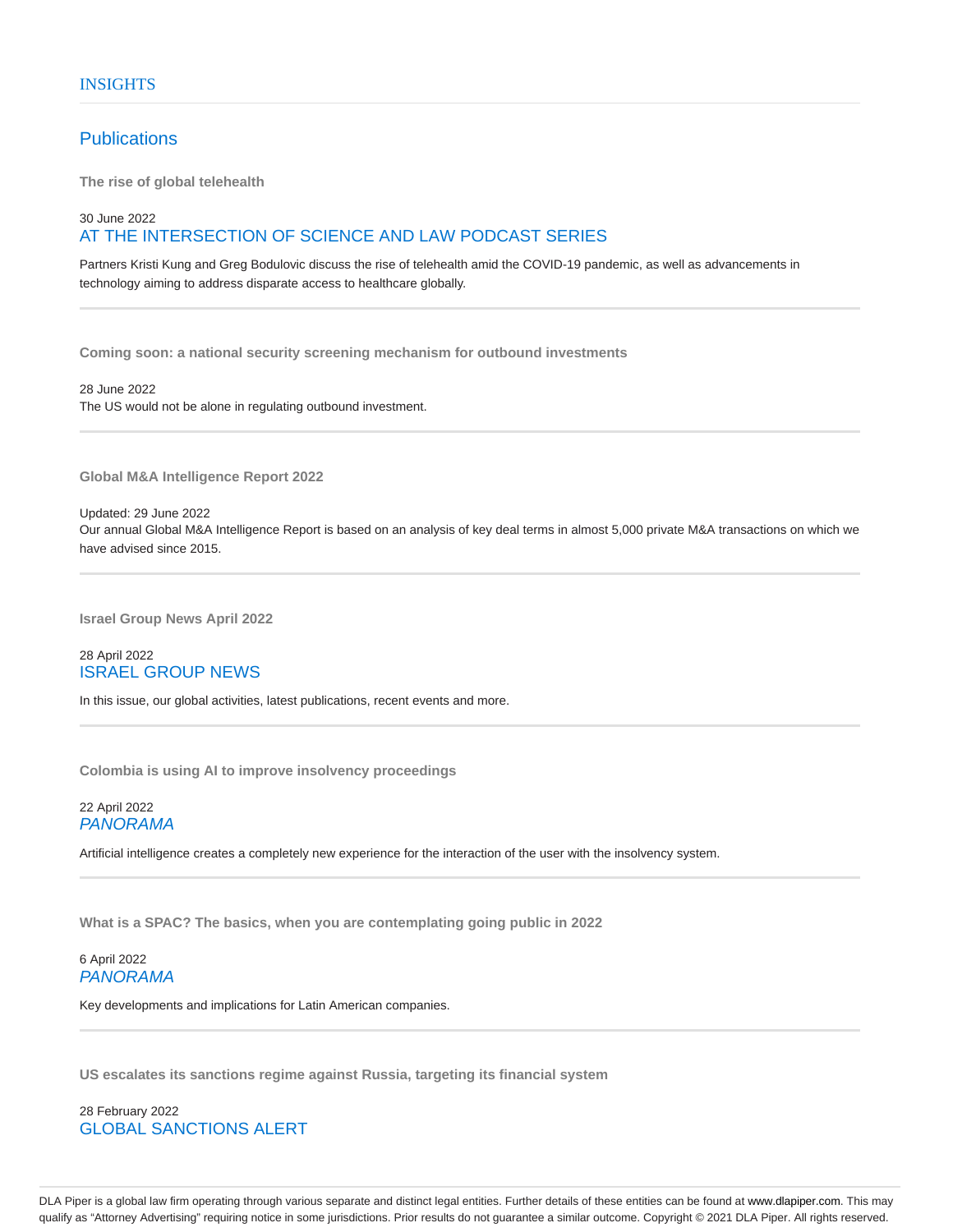INSIGHTS

## Publications

**The rise of global telehealth**

30 June 2022
AT THE INTERSECTION OF SCIENCE AND LAW PODCAST SERIES

Partners Kristi Kung and Greg Bodulovic discuss the rise of telehealth amid the COVID-19 pandemic, as well as advancements in technology aiming to address disparate access to healthcare globally.

---

**Coming soon: a national security screening mechanism for outbound investments**

28 June 2022
The US would not be alone in regulating outbound investment.

---

**Global M&A Intelligence Report 2022**

Updated: 29 June 2022
Our annual Global M&A Intelligence Report is based on an analysis of key deal terms in almost 5,000 private M&A transactions on which we have advised since 2015.

---

**Israel Group News April 2022**

28 April 2022
ISRAEL GROUP NEWS

In this issue, our global activities, latest publications, recent events and more.

---

**Colombia is using AI to improve insolvency proceedings**

22 April 2022
*PANORAMA*

Artificial intelligence creates a completely new experience for the interaction of the user with the insolvency system.

---

**What is a SPAC? The basics, when you are contemplating going public in 2022**

6 April 2022
*PANORAMA*

Key developments and implications for Latin American companies.

---

**US escalates its sanctions regime against Russia, targeting its financial system**

28 February 2022
GLOBAL SANCTIONS ALERT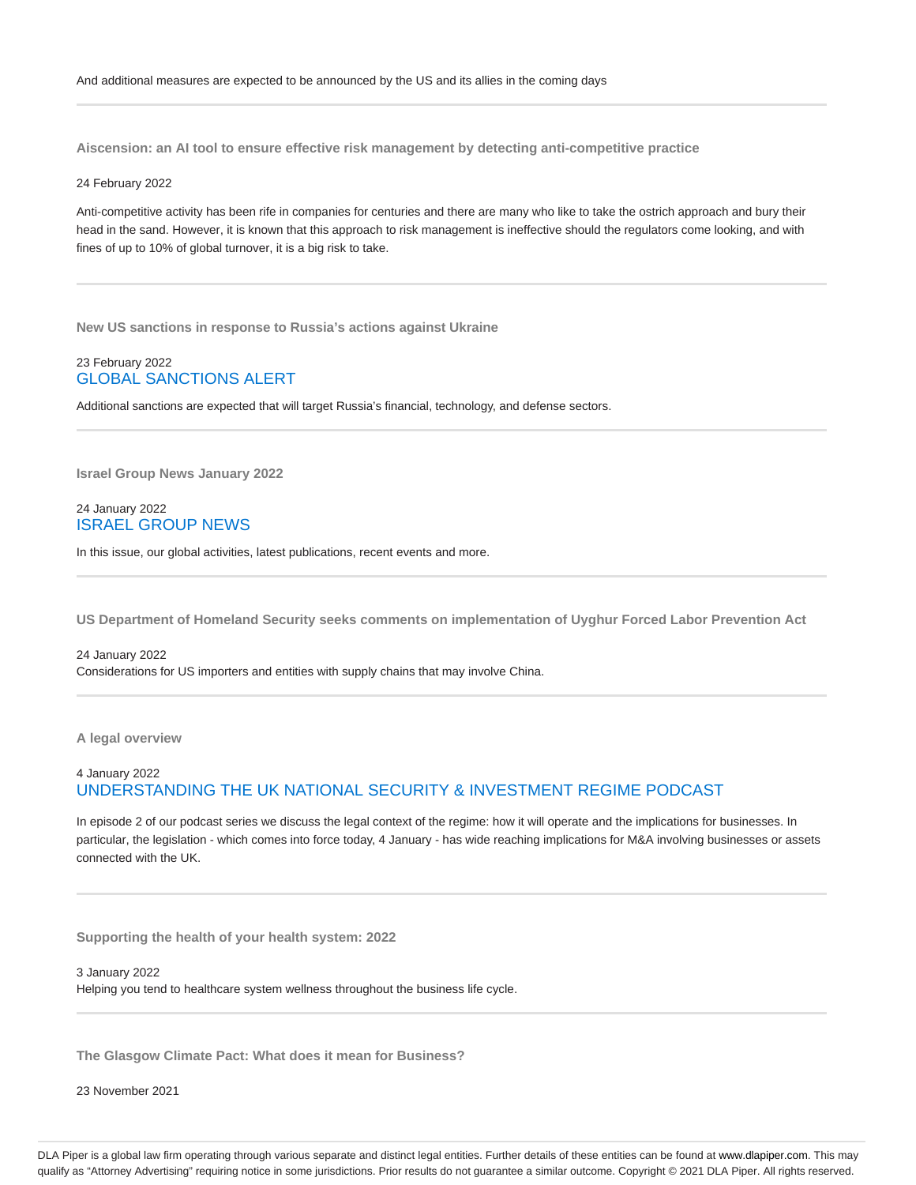And additional measures are expected to be announced by the US and its allies in the coming days

---

### Aiscension: an AI tool to ensure effective risk management by detecting anti-competitive practice

24 February 2022

Anti-competitive activity has been rife in companies for centuries and there are many who like to take the ostrich approach and bury their head in the sand. However, it is known that this approach to risk management is ineffective should the regulators come looking, and with fines of up to 10% of global turnover, it is a big risk to take.

---

### New US sanctions in response to Russia's actions against Ukraine

23 February 2022
GLOBAL SANCTIONS ALERT

Additional sanctions are expected that will target Russia's financial, technology, and defense sectors.

---

### Israel Group News January 2022

24 January 2022
ISRAEL GROUP NEWS

In this issue, our global activities, latest publications, recent events and more.

---

### US Department of Homeland Security seeks comments on implementation of Uyghur Forced Labor Prevention Act

24 January 2022
Considerations for US importers and entities with supply chains that may involve China.

---

### A legal overview

4 January 2022
UNDERSTANDING THE UK NATIONAL SECURITY & INVESTMENT REGIME PODCAST

In episode 2 of our podcast series we discuss the legal context of the regime: how it will operate and the implications for businesses. In particular, the legislation - which comes into force today, 4 January - has wide reaching implications for M&A involving businesses or assets connected with the UK.

---

### Supporting the health of your health system: 2022

3 January 2022
Helping you tend to healthcare system wellness throughout the business life cycle.

---

### The Glasgow Climate Pact: What does it mean for Business?

23 November 2021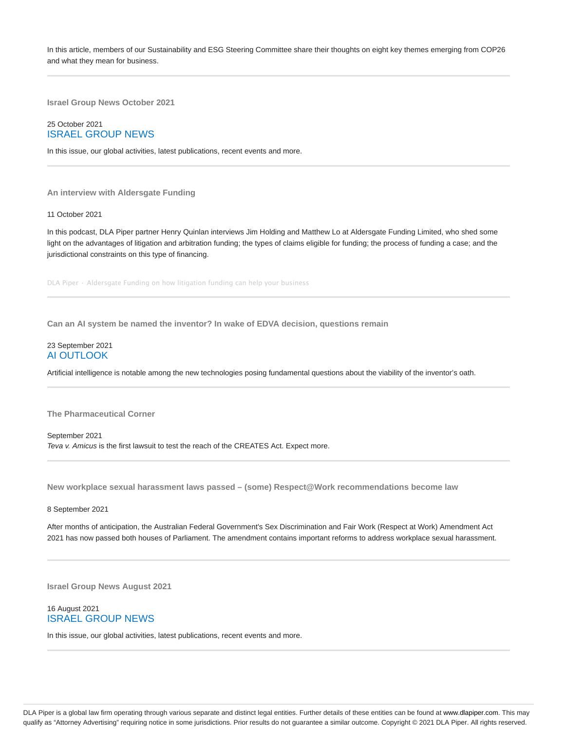In this article, members of our Sustainability and ESG Steering Committee share their thoughts on eight key themes emerging from COP26 and what they mean for business.

---

**Israel Group News October 2021**

25 October 2021
ISRAEL GROUP NEWS

In this issue, our global activities, latest publications, recent events and more.

---

**An interview with Aldersgate Funding**

11 October 2021

In this podcast, DLA Piper partner Henry Quinlan interviews Jim Holding and Matthew Lo at Aldersgate Funding Limited, who shed some light on the advantages of litigation and arbitration funding; the types of claims eligible for funding; the process of funding a case; and the jurisdictional constraints on this type of financing.

DLA Piper · Aldersgate Funding on how litigation funding can help your business

---

**Can an AI system be named the inventor? In wake of EDVA decision, questions remain**

23 September 2021
AI OUTLOOK

Artificial intelligence is notable among the new technologies posing fundamental questions about the viability of the inventor's oath.

---

**The Pharmaceutical Corner**

September 2021
*Teva v. Amicus* is the first lawsuit to test the reach of the CREATES Act. Expect more.

---

**New workplace sexual harassment laws passed – (some) Respect@Work recommendations become law**

8 September 2021

After months of anticipation, the Australian Federal Government's Sex Discrimination and Fair Work (Respect at Work) Amendment Act 2021 has now passed both houses of Parliament. The amendment contains important reforms to address workplace sexual harassment.

---

**Israel Group News August 2021**

16 August 2021
ISRAEL GROUP NEWS

In this issue, our global activities, latest publications, recent events and more.

---

DLA Piper is a global law firm operating through various separate and distinct legal entities. Further details of these entities can be found at www.dlapiper.com. This may qualify as "Attorney Advertising" requiring notice in some jurisdictions. Prior results do not guarantee a similar outcome. Copyright © 2021 DLA Piper. All rights reserved.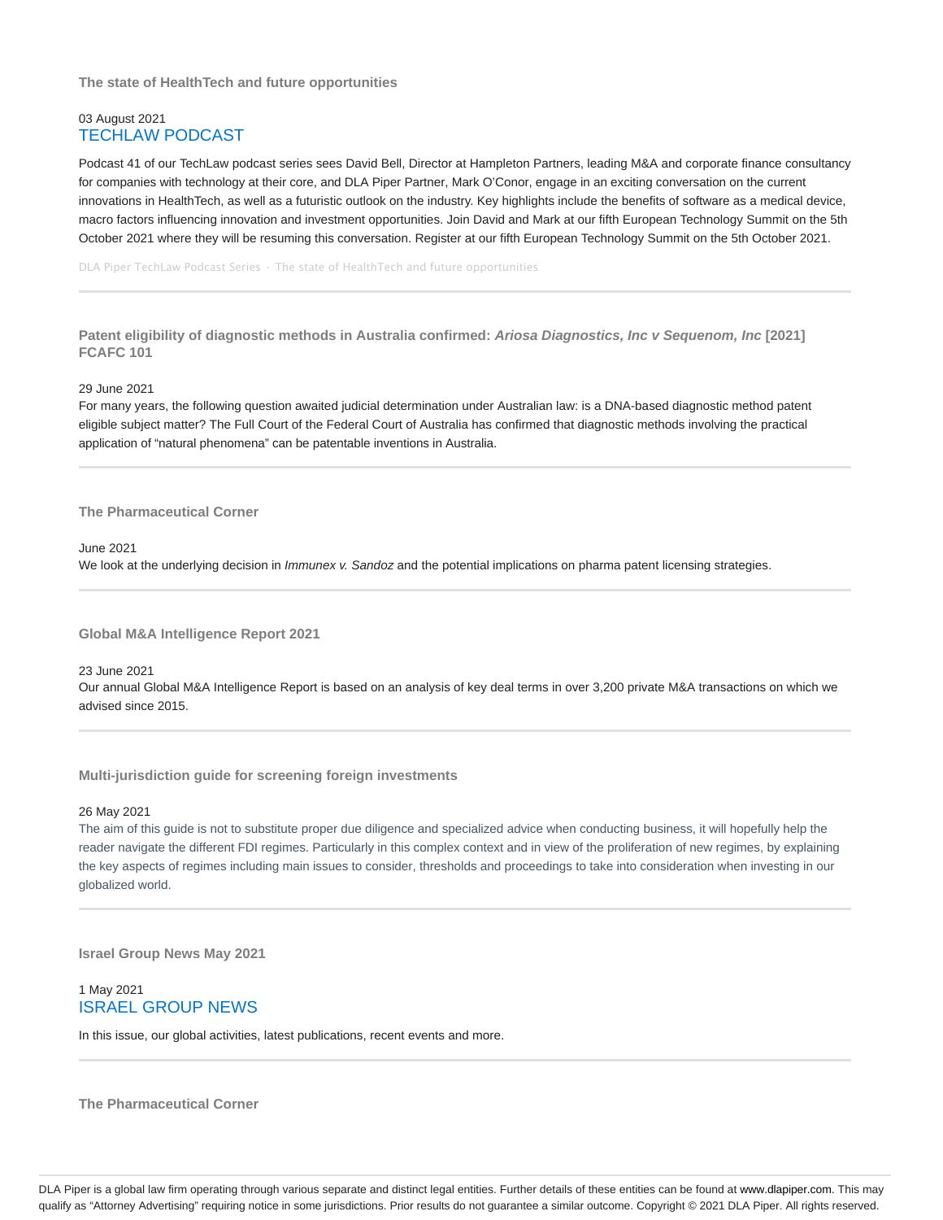### The state of HealthTech and future opportunities

03 August 2021
TECHLAW PODCAST

Podcast 41 of our TechLaw podcast series sees David Bell, Director at Hampleton Partners, leading M&A and corporate finance consultancy for companies with technology at their core, and DLA Piper Partner, Mark O'Conor, engage in an exciting conversation on the current innovations in HealthTech, as well as a futuristic outlook on the industry. Key highlights include the benefits of software as a medical device, macro factors influencing innovation and investment opportunities. Join David and Mark at our fifth European Technology Summit on the 5th October 2021 where they will be resuming this conversation. Register at our fifth European Technology Summit on the 5th October 2021.

DLA Piper TechLaw Podcast Series · The state of HealthTech and future opportunities

---

### Patent eligibility of diagnostic methods in Australia confirmed: *Ariosa Diagnostics, Inc v Sequenom, Inc* [2021] FCAFC 101

29 June 2021

For many years, the following question awaited judicial determination under Australian law: is a DNA-based diagnostic method patent eligible subject matter? The Full Court of the Federal Court of Australia has confirmed that diagnostic methods involving the practical application of "natural phenomena" can be patentable inventions in Australia.

---

### The Pharmaceutical Corner

June 2021

We look at the underlying decision in *Immunex v. Sandoz* and the potential implications on pharma patent licensing strategies.

---

### Global M&A Intelligence Report 2021

23 June 2021

Our annual Global M&A Intelligence Report is based on an analysis of key deal terms in over 3,200 private M&A transactions on which we advised since 2015.

---

### Multi-jurisdiction guide for screening foreign investments

26 May 2021

The aim of this guide is not to substitute proper due diligence and specialized advice when conducting business, it will hopefully help the reader navigate the different FDI regimes. Particularly in this complex context and in view of the proliferation of new regimes, by explaining the key aspects of regimes including main issues to consider, thresholds and proceedings to take into consideration when investing in our globalized world.

---

### Israel Group News May 2021

1 May 2021
ISRAEL GROUP NEWS

In this issue, our global activities, latest publications, recent events and more.

---

### The Pharmaceutical Corner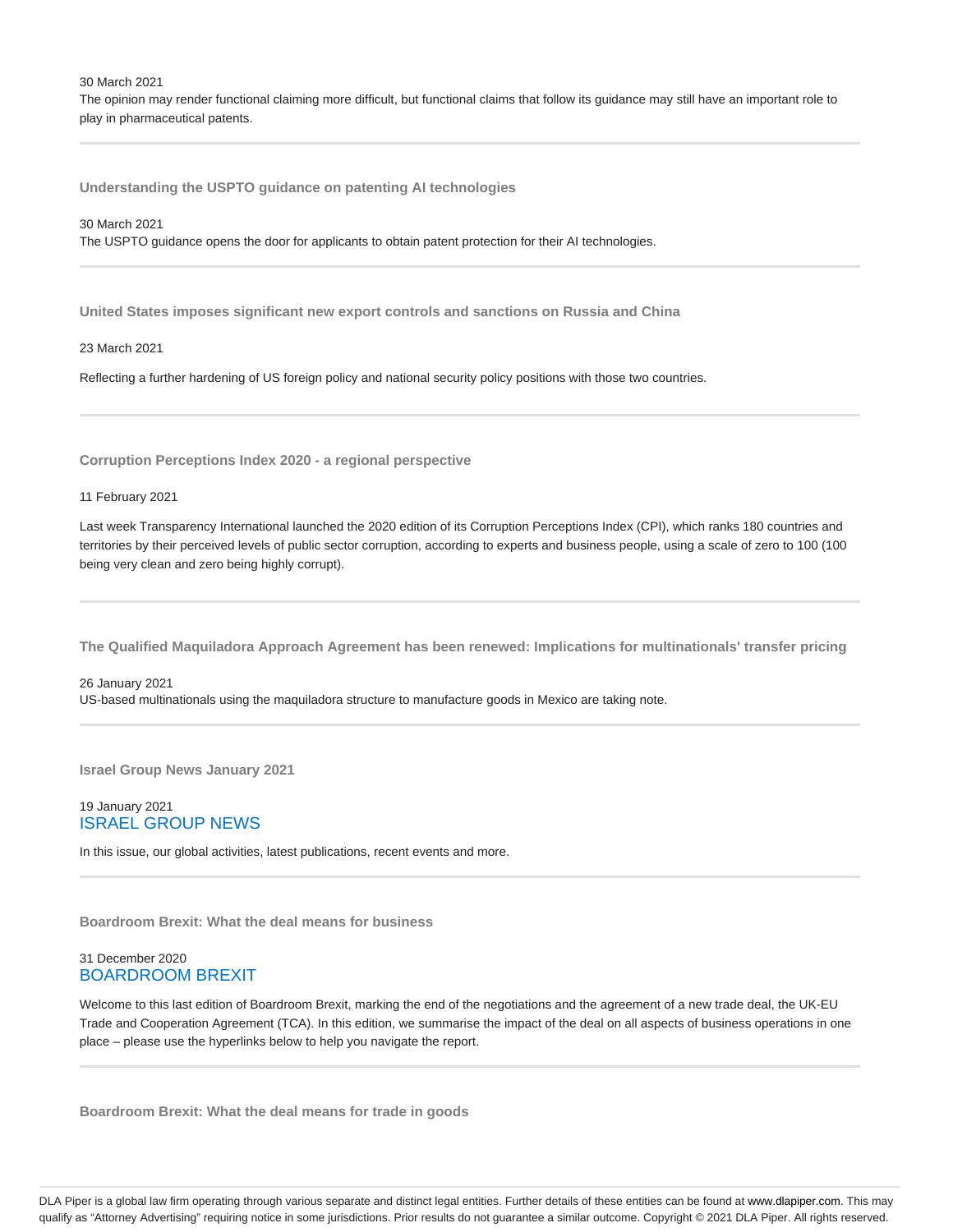30 March 2021

The opinion may render functional claiming more difficult, but functional claims that follow its guidance may still have an important role to play in pharmaceutical patents.

---

### Understanding the USPTO guidance on patenting AI technologies

30 March 2021

The USPTO guidance opens the door for applicants to obtain patent protection for their AI technologies.

---

### United States imposes significant new export controls and sanctions on Russia and China

23 March 2021

Reflecting a further hardening of US foreign policy and national security policy positions with those two countries.

---

### Corruption Perceptions Index 2020 - a regional perspective

11 February 2021

Last week Transparency International launched the 2020 edition of its Corruption Perceptions Index (CPI), which ranks 180 countries and territories by their perceived levels of public sector corruption, according to experts and business people, using a scale of zero to 100 (100 being very clean and zero being highly corrupt).

---

### The Qualified Maquiladora Approach Agreement has been renewed: Implications for multinationals' transfer pricing

26 January 2021

US-based multinationals using the maquiladora structure to manufacture goods in Mexico are taking note.

---

### Israel Group News January 2021

19 January 2021

ISRAEL GROUP NEWS

In this issue, our global activities, latest publications, recent events and more.

---

### Boardroom Brexit: What the deal means for business

31 December 2020

BOARDROOM BREXIT

Welcome to this last edition of Boardroom Brexit, marking the end of the negotiations and the agreement of a new trade deal, the UK-EU Trade and Cooperation Agreement (TCA). In this edition, we summarise the impact of the deal on all aspects of business operations in one place – please use the hyperlinks below to help you navigate the report.

---

### Boardroom Brexit: What the deal means for trade in goods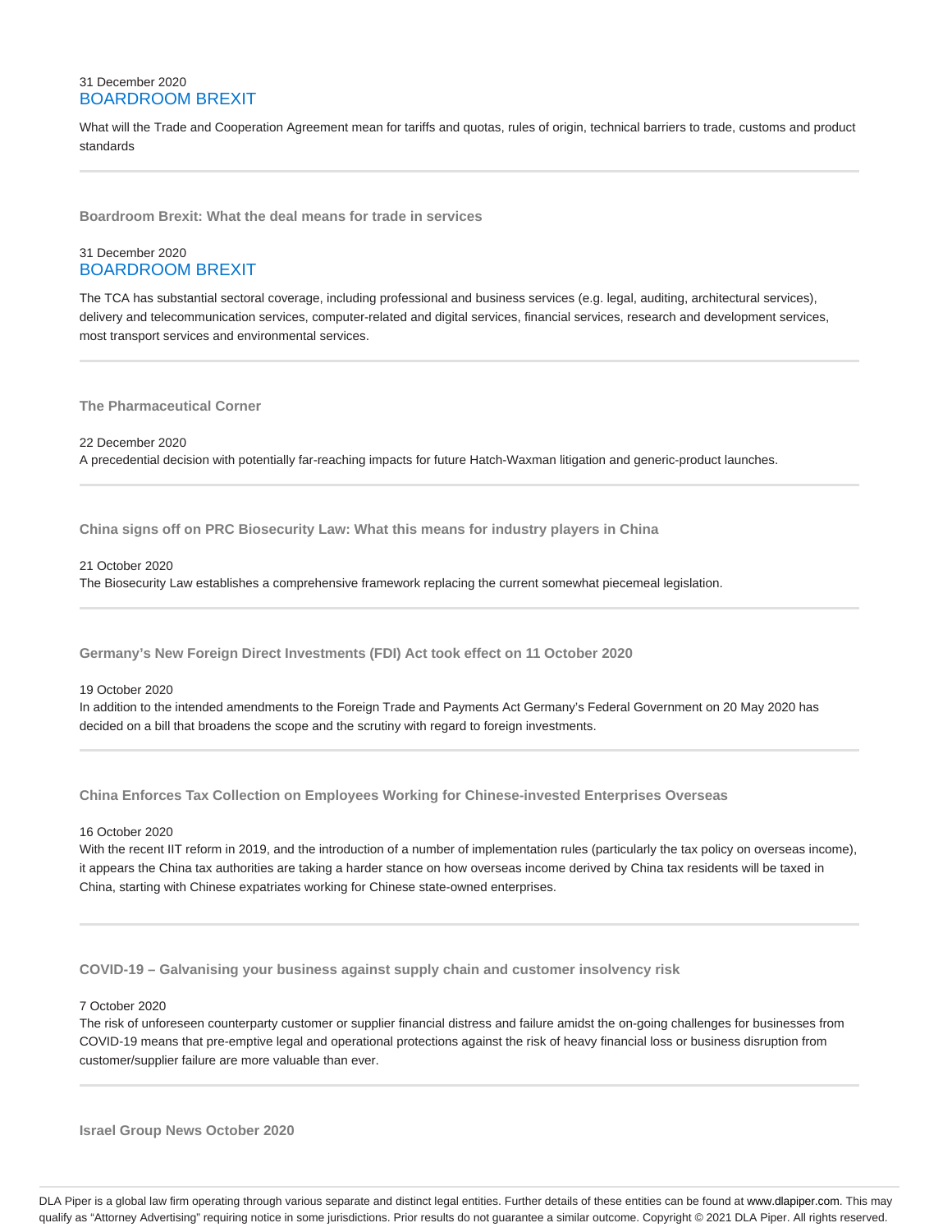31 December 2020
BOARDROOM BREXIT

What will the Trade and Cooperation Agreement mean for tariffs and quotas, rules of origin, technical barriers to trade, customs and product standards

---

### Boardroom Brexit: What the deal means for trade in services

31 December 2020
BOARDROOM BREXIT

The TCA has substantial sectoral coverage, including professional and business services (e.g. legal, auditing, architectural services), delivery and telecommunication services, computer-related and digital services, financial services, research and development services, most transport services and environmental services.

---

### The Pharmaceutical Corner

22 December 2020
A precedential decision with potentially far-reaching impacts for future Hatch-Waxman litigation and generic-product launches.

---

### China signs off on PRC Biosecurity Law: What this means for industry players in China

21 October 2020
The Biosecurity Law establishes a comprehensive framework replacing the current somewhat piecemeal legislation.

---

### Germany's New Foreign Direct Investments (FDI) Act took effect on 11 October 2020

19 October 2020
In addition to the intended amendments to the Foreign Trade and Payments Act Germany's Federal Government on 20 May 2020 has decided on a bill that broadens the scope and the scrutiny with regard to foreign investments.

---

### China Enforces Tax Collection on Employees Working for Chinese-invested Enterprises Overseas

16 October 2020
With the recent IIT reform in 2019, and the introduction of a number of implementation rules (particularly the tax policy on overseas income), it appears the China tax authorities are taking a harder stance on how overseas income derived by China tax residents will be taxed in China, starting with Chinese expatriates working for Chinese state-owned enterprises.

---

### COVID-19 – Galvanising your business against supply chain and customer insolvency risk

7 October 2020
The risk of unforeseen counterparty customer or supplier financial distress and failure amidst the on-going challenges for businesses from COVID-19 means that pre-emptive legal and operational protections against the risk of heavy financial loss or business disruption from customer/supplier failure are more valuable than ever.

---

### Israel Group News October 2020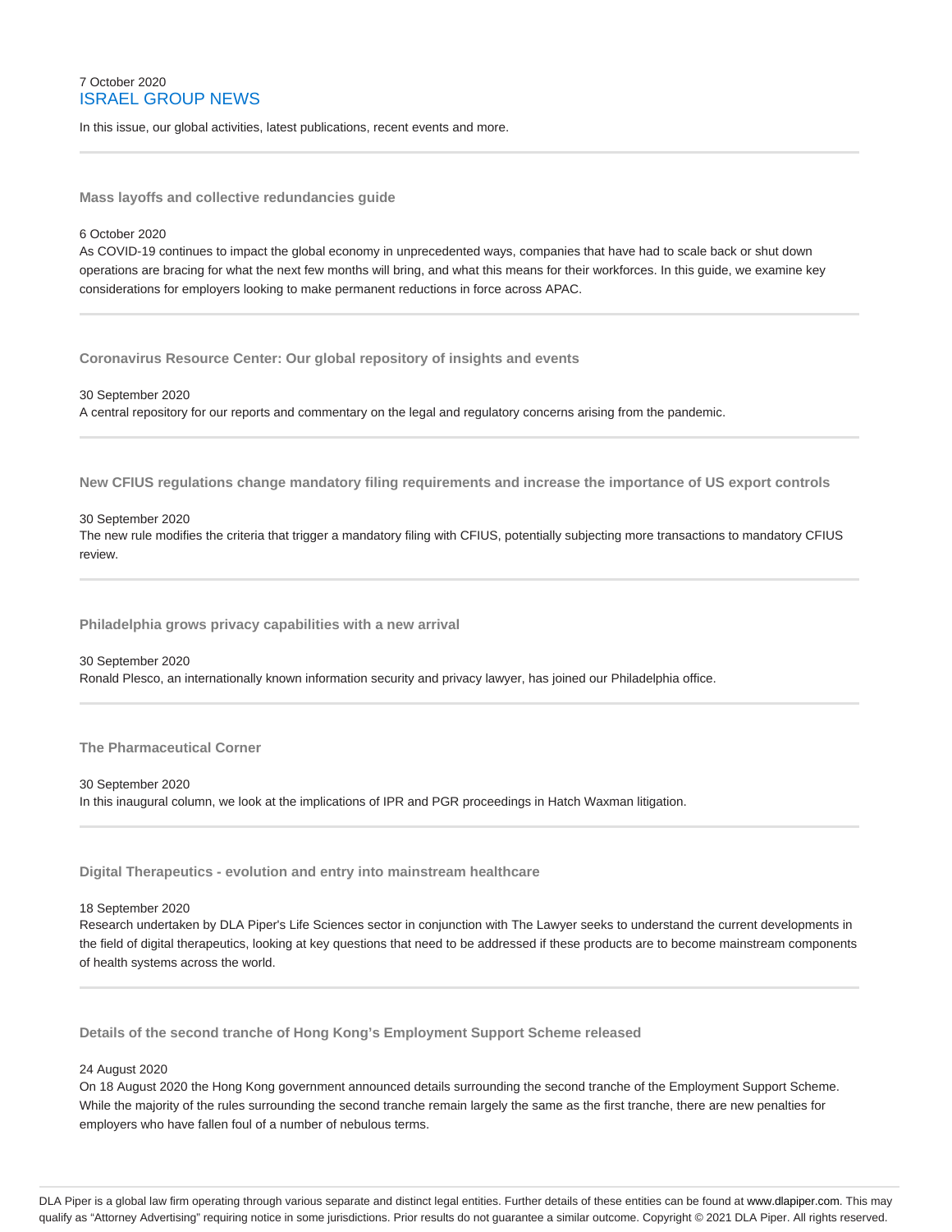7 October 2020

# ISRAEL GROUP NEWS

In this issue, our global activities, latest publications, recent events and more.

---

### Mass layoffs and collective redundancies guide

6 October 2020

As COVID-19 continues to impact the global economy in unprecedented ways, companies that have had to scale back or shut down operations are bracing for what the next few months will bring, and what this means for their workforces. In this guide, we examine key considerations for employers looking to make permanent reductions in force across APAC.

---

### Coronavirus Resource Center: Our global repository of insights and events

30 September 2020

A central repository for our reports and commentary on the legal and regulatory concerns arising from the pandemic.

---

### New CFIUS regulations change mandatory filing requirements and increase the importance of US export controls

30 September 2020

The new rule modifies the criteria that trigger a mandatory filing with CFIUS, potentially subjecting more transactions to mandatory CFIUS review.

---

### Philadelphia grows privacy capabilities with a new arrival

30 September 2020

Ronald Plesco, an internationally known information security and privacy lawyer, has joined our Philadelphia office.

---

### The Pharmaceutical Corner

30 September 2020

In this inaugural column, we look at the implications of IPR and PGR proceedings in Hatch Waxman litigation.

---

### Digital Therapeutics - evolution and entry into mainstream healthcare

18 September 2020

Research undertaken by DLA Piper's Life Sciences sector in conjunction with The Lawyer seeks to understand the current developments in the field of digital therapeutics, looking at key questions that need to be addressed if these products are to become mainstream components of health systems across the world.

---

### Details of the second tranche of Hong Kong's Employment Support Scheme released

24 August 2020

On 18 August 2020 the Hong Kong government announced details surrounding the second tranche of the Employment Support Scheme. While the majority of the rules surrounding the second tranche remain largely the same as the first tranche, there are new penalties for employers who have fallen foul of a number of nebulous terms.

---

DLA Piper is a global law firm operating through various separate and distinct legal entities. Further details of these entities can be found at www.dlapiper.com. This may qualify as "Attorney Advertising" requiring notice in some jurisdictions. Prior results do not guarantee a similar outcome. Copyright © 2021 DLA Piper. All rights reserved.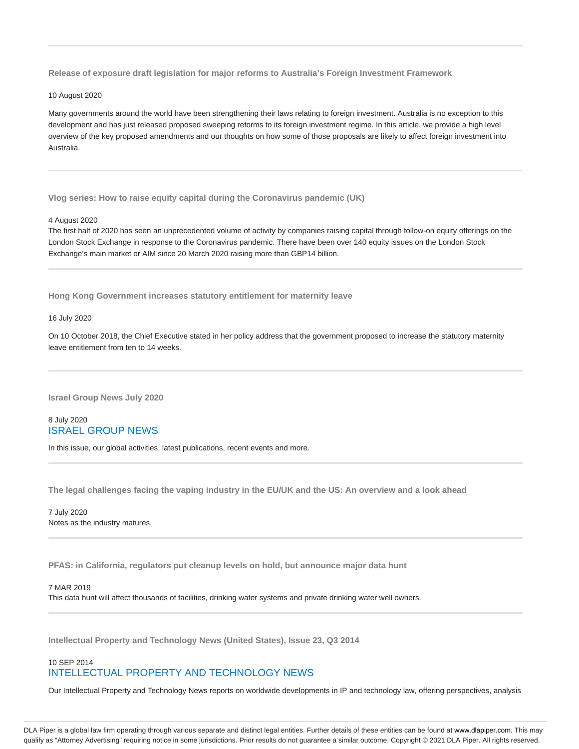---

### Release of exposure draft legislation for major reforms to Australia's Foreign Investment Framework

10 August 2020

Many governments around the world have been strengthening their laws relating to foreign investment. Australia is no exception to this development and has just released proposed sweeping reforms to its foreign investment regime. In this article, we provide a high level overview of the key proposed amendments and our thoughts on how some of those proposals are likely to affect foreign investment into Australia.

---

### Vlog series: How to raise equity capital during the Coronavirus pandemic (UK)

4 August 2020

The first half of 2020 has seen an unprecedented volume of activity by companies raising capital through follow-on equity offerings on the London Stock Exchange in response to the Coronavirus pandemic. There have been over 140 equity issues on the London Stock Exchange's main market or AIM since 20 March 2020 raising more than GBP14 billion.

---

### Hong Kong Government increases statutory entitlement for maternity leave

16 July 2020

On 10 October 2018, the Chief Executive stated in her policy address that the government proposed to increase the statutory maternity leave entitlement from ten to 14 weeks.

---

### Israel Group News July 2020

8 July 2020

ISRAEL GROUP NEWS

In this issue, our global activities, latest publications, recent events and more.

---

### The legal challenges facing the vaping industry in the EU/UK and the US: An overview and a look ahead

7 July 2020

Notes as the industry matures.

---

### PFAS: in California, regulators put cleanup levels on hold, but announce major data hunt

7 MAR 2019

This data hunt will affect thousands of facilities, drinking water systems and private drinking water well owners.

---

### Intellectual Property and Technology News (United States), Issue 23, Q3 2014

10 SEP 2014

INTELLECTUAL PROPERTY AND TECHNOLOGY NEWS

Our Intellectual Property and Technology News reports on worldwide developments in IP and technology law, offering perspectives, analysis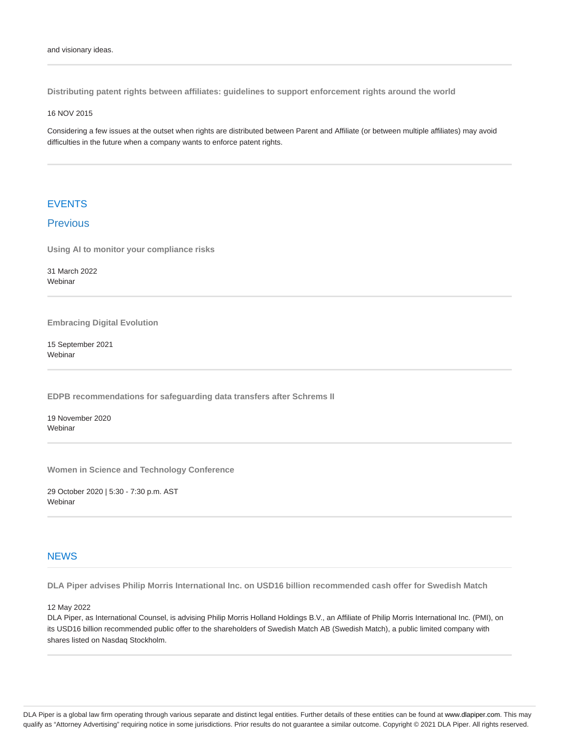and visionary ideas.

---

**Distributing patent rights between affiliates: guidelines to support enforcement rights around the world**

16 NOV 2015

Considering a few issues at the outset when rights are distributed between Parent and Affiliate (or between multiple affiliates) may avoid difficulties in the future when a company wants to enforce patent rights.

---

## EVENTS

### Previous

**Using AI to monitor your compliance risks**

31 March 2022
Webinar

---

**Embracing Digital Evolution**

15 September 2021
Webinar

---

**EDPB recommendations for safeguarding data transfers after Schrems II**

19 November 2020
Webinar

---

**Women in Science and Technology Conference**

29 October 2020 | 5:30 - 7:30 p.m. AST
Webinar

---

## NEWS

**DLA Piper advises Philip Morris International Inc. on USD16 billion recommended cash offer for Swedish Match**

12 May 2022
DLA Piper, as International Counsel, is advising Philip Morris Holland Holdings B.V., an Affiliate of Philip Morris International Inc. (PMI), on its USD16 billion recommended public offer to the shareholders of Swedish Match AB (Swedish Match), a public limited company with shares listed on Nasdaq Stockholm.

---

DLA Piper is a global law firm operating through various separate and distinct legal entities. Further details of these entities can be found at www.dlapiper.com. This may qualify as "Attorney Advertising" requiring notice in some jurisdictions. Prior results do not guarantee a similar outcome. Copyright © 2021 DLA Piper. All rights reserved.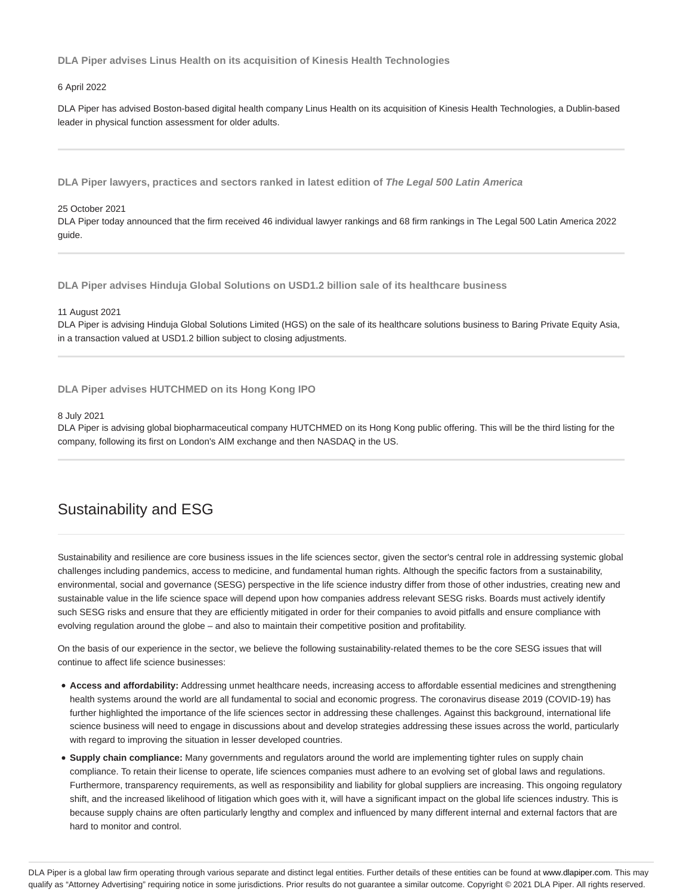**DLA Piper advises Linus Health on its acquisition of Kinesis Health Technologies**

6 April 2022

DLA Piper has advised Boston-based digital health company Linus Health on its acquisition of Kinesis Health Technologies, a Dublin-based leader in physical function assessment for older adults.

---

**DLA Piper lawyers, practices and sectors ranked in latest edition of *The Legal 500 Latin America***

25 October 2021

DLA Piper today announced that the firm received 46 individual lawyer rankings and 68 firm rankings in The Legal 500 Latin America 2022 guide.

---

**DLA Piper advises Hinduja Global Solutions on USD1.2 billion sale of its healthcare business**

11 August 2021

DLA Piper is advising Hinduja Global Solutions Limited (HGS) on the sale of its healthcare solutions business to Baring Private Equity Asia, in a transaction valued at USD1.2 billion subject to closing adjustments.

---

**DLA Piper advises HUTCHMED on its Hong Kong IPO**

8 July 2021

DLA Piper is advising global biopharmaceutical company HUTCHMED on its Hong Kong public offering. This will be the third listing for the company, following its first on London's AIM exchange and then NASDAQ in the US.

---

## Sustainability and ESG

Sustainability and resilience are core business issues in the life sciences sector, given the sector's central role in addressing systemic global challenges including pandemics, access to medicine, and fundamental human rights. Although the specific factors from a sustainability, environmental, social and governance (SESG) perspective in the life science industry differ from those of other industries, creating new and sustainable value in the life science space will depend upon how companies address relevant SESG risks. Boards must actively identify such SESG risks and ensure that they are efficiently mitigated in order for their companies to avoid pitfalls and ensure compliance with evolving regulation around the globe – and also to maintain their competitive position and profitability.

On the basis of our experience in the sector, we believe the following sustainability-related themes to be the core SESG issues that will continue to affect life science businesses:

- **Access and affordability:** Addressing unmet healthcare needs, increasing access to affordable essential medicines and strengthening health systems around the world are all fundamental to social and economic progress. The coronavirus disease 2019 (COVID-19) has further highlighted the importance of the life sciences sector in addressing these challenges. Against this background, international life science business will need to engage in discussions about and develop strategies addressing these issues across the world, particularly with regard to improving the situation in lesser developed countries.
- **Supply chain compliance:** Many governments and regulators around the world are implementing tighter rules on supply chain compliance. To retain their license to operate, life sciences companies must adhere to an evolving set of global laws and regulations. Furthermore, transparency requirements, as well as responsibility and liability for global suppliers are increasing. This ongoing regulatory shift, and the increased likelihood of litigation which goes with it, will have a significant impact on the global life sciences industry. This is because supply chains are often particularly lengthy and complex and influenced by many different internal and external factors that are hard to monitor and control.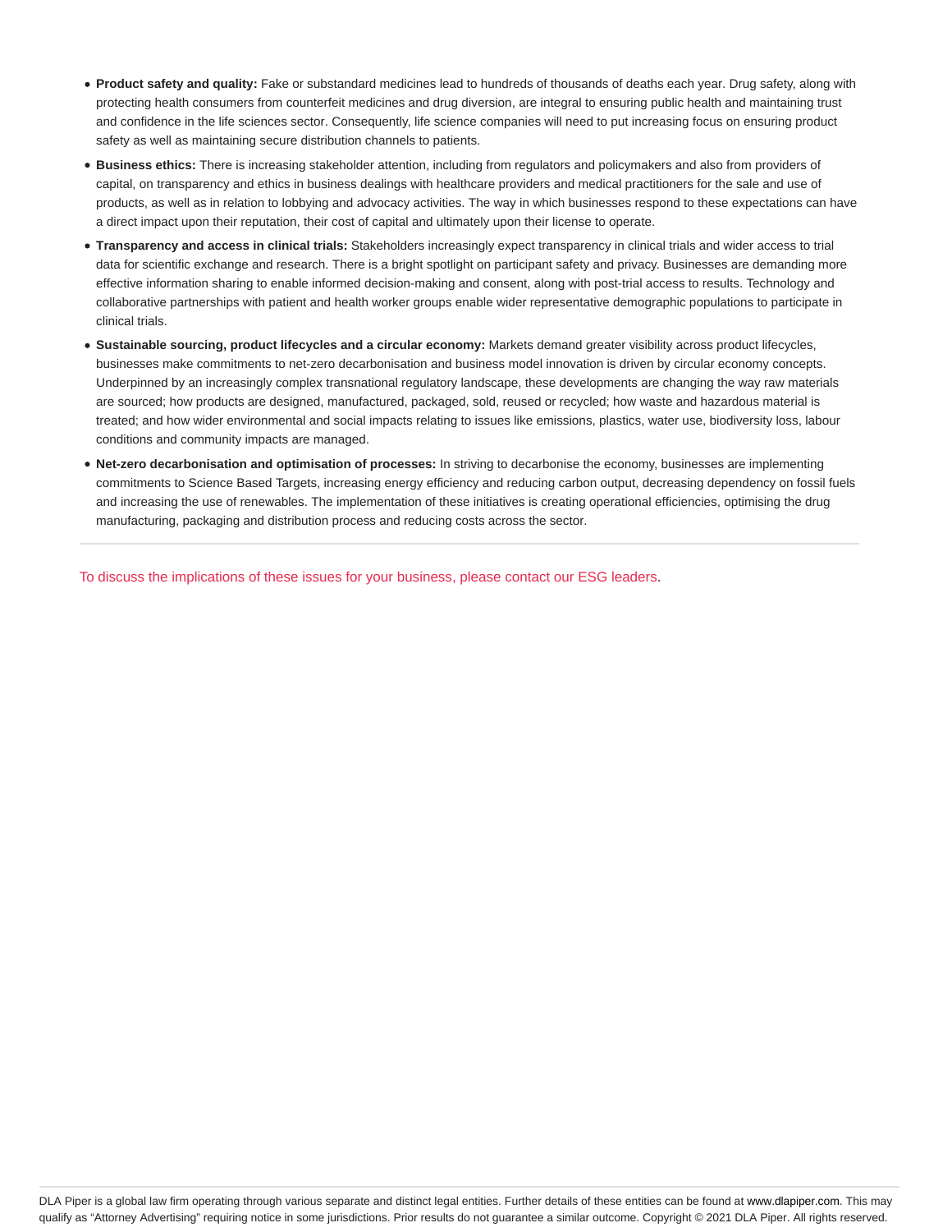- **Product safety and quality:** Fake or substandard medicines lead to hundreds of thousands of deaths each year. Drug safety, along with protecting health consumers from counterfeit medicines and drug diversion, are integral to ensuring public health and maintaining trust and confidence in the life sciences sector. Consequently, life science companies will need to put increasing focus on ensuring product safety as well as maintaining secure distribution channels to patients.
- **Business ethics:** There is increasing stakeholder attention, including from regulators and policymakers and also from providers of capital, on transparency and ethics in business dealings with healthcare providers and medical practitioners for the sale and use of products, as well as in relation to lobbying and advocacy activities. The way in which businesses respond to these expectations can have a direct impact upon their reputation, their cost of capital and ultimately upon their license to operate.
- **Transparency and access in clinical trials:** Stakeholders increasingly expect transparency in clinical trials and wider access to trial data for scientific exchange and research. There is a bright spotlight on participant safety and privacy. Businesses are demanding more effective information sharing to enable informed decision-making and consent, along with post-trial access to results. Technology and collaborative partnerships with patient and health worker groups enable wider representative demographic populations to participate in clinical trials.
- **Sustainable sourcing, product lifecycles and a circular economy:** Markets demand greater visibility across product lifecycles, businesses make commitments to net-zero decarbonisation and business model innovation is driven by circular economy concepts. Underpinned by an increasingly complex transnational regulatory landscape, these developments are changing the way raw materials are sourced; how products are designed, manufactured, packaged, sold, reused or recycled; how waste and hazardous material is treated; and how wider environmental and social impacts relating to issues like emissions, plastics, water use, biodiversity loss, labour conditions and community impacts are managed.
- **Net-zero decarbonisation and optimisation of processes:** In striving to decarbonise the economy, businesses are implementing commitments to Science Based Targets, increasing energy efficiency and reducing carbon output, decreasing dependency on fossil fuels and increasing the use of renewables. The implementation of these initiatives is creating operational efficiencies, optimising the drug manufacturing, packaging and distribution process and reducing costs across the sector.

---

To discuss the implications of these issues for your business, please contact our ESG leaders.

DLA Piper is a global law firm operating through various separate and distinct legal entities. Further details of these entities can be found at www.dlapiper.com. This may qualify as "Attorney Advertising" requiring notice in some jurisdictions. Prior results do not guarantee a similar outcome. Copyright © 2021 DLA Piper. All rights reserved.